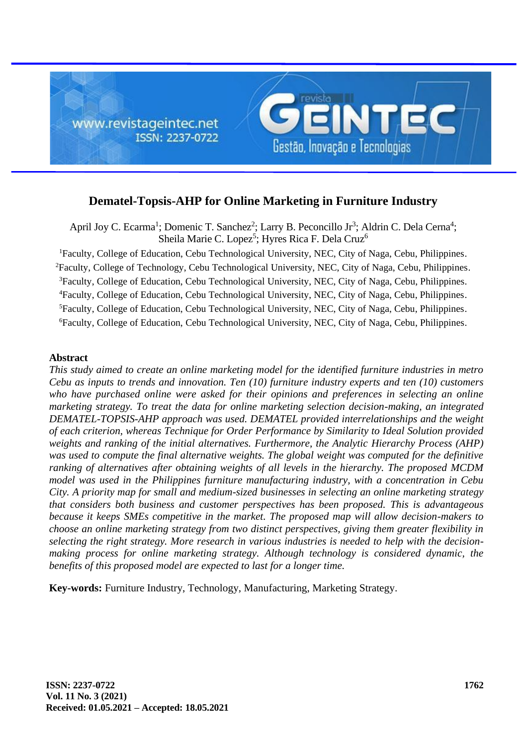# Dematel-Topsis-AHP for Online Marketing in Furniture Industry

April Joy C. Ecarma[1]; Domenic T. Sanchez[2]; Larry B. Peconcillo Jr[3]; Aldrin C. Dela Cerna[4]; Sheila Marie C. Lopez[5]; Hyres Rica F. Dela Cruz[6]

[1]Faculty, College of Education, Cebu Technological University, NEC, City of Naga, Cebu, Philippines.
[2]Faculty, College of Technology, Cebu Technological University, NEC, City of Naga, Cebu, Philippines.
[3]Faculty, College of Education, Cebu Technological University, NEC, City of Naga, Cebu, Philippines.
[4]Faculty, College of Education, Cebu Technological University, NEC, City of Naga, Cebu, Philippines.
[5]Faculty, College of Education, Cebu Technological University, NEC, City of Naga, Cebu, Philippines.
[6]Faculty, College of Education, Cebu Technological University, NEC, City of Naga, Cebu, Philippines.

## Abstract

*This study aimed to create an online marketing model for the identified furniture industries in metro Cebu as inputs to trends and innovation. Ten (10) furniture industry experts and ten (10) customers who have purchased online were asked for their opinions and preferences in selecting an online marketing strategy. To treat the data for online marketing selection decision-making, an integrated DEMATEL-TOPSIS-AHP approach was used. DEMATEL provided interrelationships and the weight of each criterion, whereas Technique for Order Performance by Similarity to Ideal Solution provided weights and ranking of the initial alternatives. Furthermore, the Analytic Hierarchy Process (AHP) was used to compute the final alternative weights. The global weight was computed for the definitive ranking of alternatives after obtaining weights of all levels in the hierarchy. The proposed MCDM model was used in the Philippines furniture manufacturing industry, with a concentration in Cebu City. A priority map for small and medium-sized businesses in selecting an online marketing strategy that considers both business and customer perspectives has been proposed. This is advantageous because it keeps SMEs competitive in the market. The proposed map will allow decision-makers to choose an online marketing strategy from two distinct perspectives, giving them greater flexibility in selecting the right strategy. More research in various industries is needed to help with the decision-making process for online marketing strategy. Although technology is considered dynamic, the benefits of this proposed model are expected to last for a longer time.*

**Key-words:** Furniture Industry, Technology, Manufacturing, Marketing Strategy.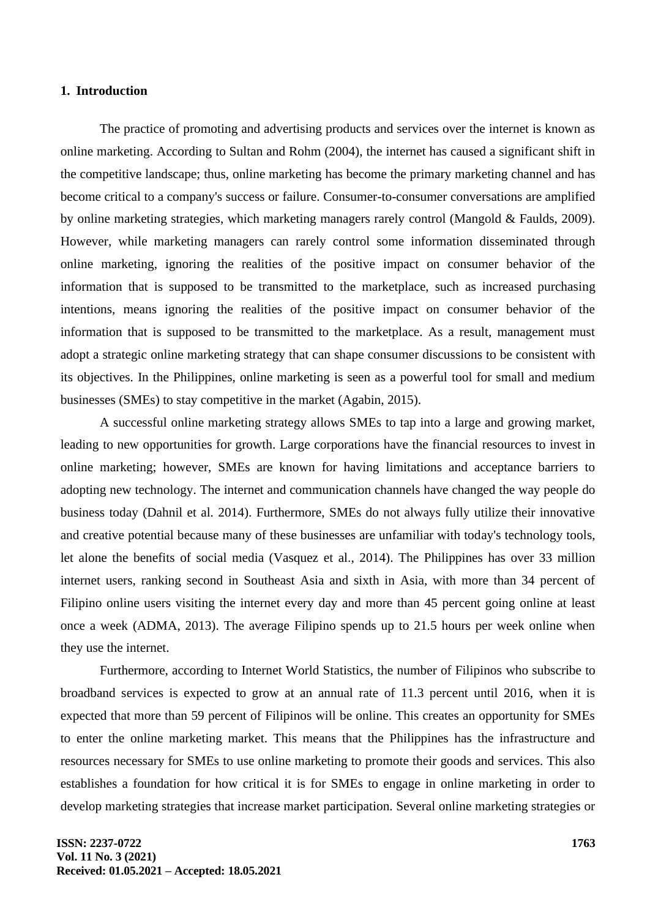## 1. Introduction

The practice of promoting and advertising products and services over the internet is known as online marketing. According to Sultan and Rohm (2004), the internet has caused a significant shift in the competitive landscape; thus, online marketing has become the primary marketing channel and has become critical to a company's success or failure. Consumer-to-consumer conversations are amplified by online marketing strategies, which marketing managers rarely control (Mangold & Faulds, 2009). However, while marketing managers can rarely control some information disseminated through online marketing, ignoring the realities of the positive impact on consumer behavior of the information that is supposed to be transmitted to the marketplace, such as increased purchasing intentions, means ignoring the realities of the positive impact on consumer behavior of the information that is supposed to be transmitted to the marketplace. As a result, management must adopt a strategic online marketing strategy that can shape consumer discussions to be consistent with its objectives. In the Philippines, online marketing is seen as a powerful tool for small and medium businesses (SMEs) to stay competitive in the market (Agabin, 2015).

A successful online marketing strategy allows SMEs to tap into a large and growing market, leading to new opportunities for growth. Large corporations have the financial resources to invest in online marketing; however, SMEs are known for having limitations and acceptance barriers to adopting new technology. The internet and communication channels have changed the way people do business today (Dahnil et al. 2014). Furthermore, SMEs do not always fully utilize their innovative and creative potential because many of these businesses are unfamiliar with today's technology tools, let alone the benefits of social media (Vasquez et al., 2014). The Philippines has over 33 million internet users, ranking second in Southeast Asia and sixth in Asia, with more than 34 percent of Filipino online users visiting the internet every day and more than 45 percent going online at least once a week (ADMA, 2013). The average Filipino spends up to 21.5 hours per week online when they use the internet.

Furthermore, according to Internet World Statistics, the number of Filipinos who subscribe to broadband services is expected to grow at an annual rate of 11.3 percent until 2016, when it is expected that more than 59 percent of Filipinos will be online. This creates an opportunity for SMEs to enter the online marketing market. This means that the Philippines has the infrastructure and resources necessary for SMEs to use online marketing to promote their goods and services. This also establishes a foundation for how critical it is for SMEs to engage in online marketing in order to develop marketing strategies that increase market participation. Several online marketing strategies or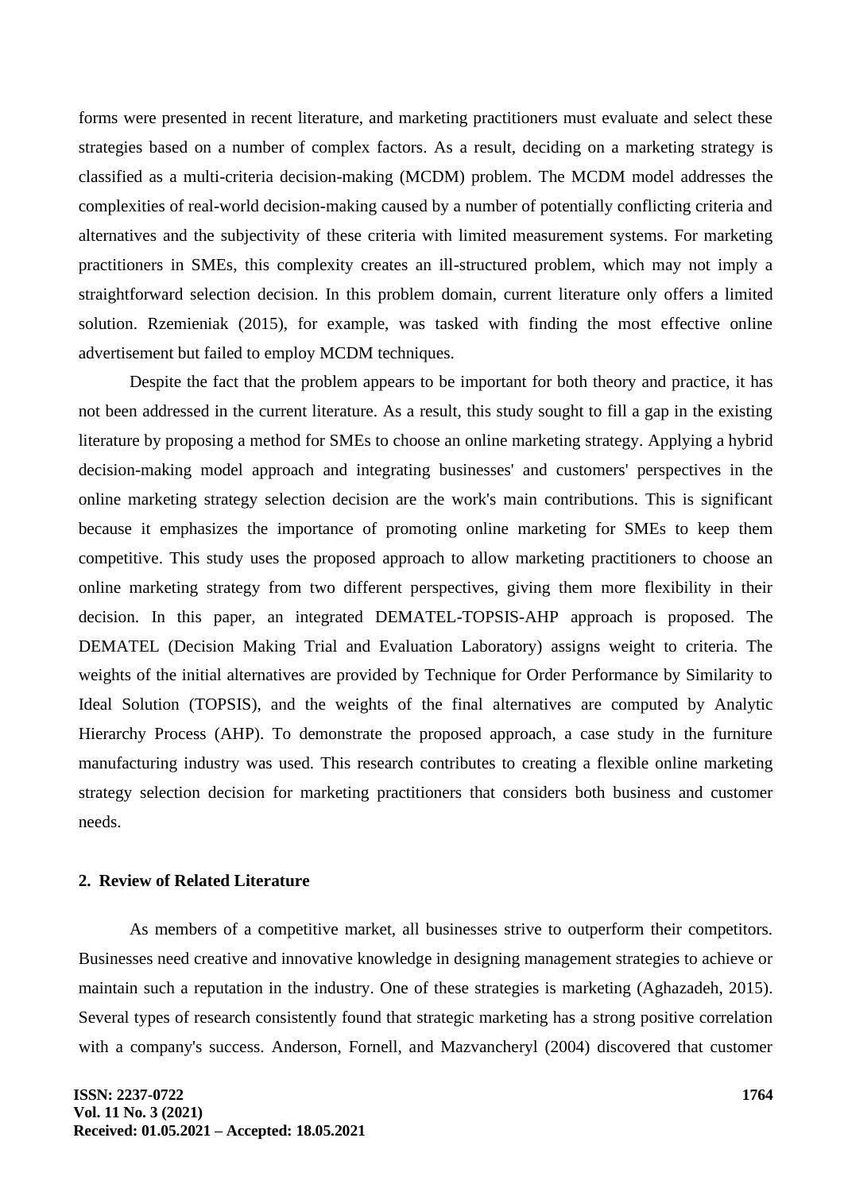forms were presented in recent literature, and marketing practitioners must evaluate and select these strategies based on a number of complex factors. As a result, deciding on a marketing strategy is classified as a multi-criteria decision-making (MCDM) problem. The MCDM model addresses the complexities of real-world decision-making caused by a number of potentially conflicting criteria and alternatives and the subjectivity of these criteria with limited measurement systems. For marketing practitioners in SMEs, this complexity creates an ill-structured problem, which may not imply a straightforward selection decision. In this problem domain, current literature only offers a limited solution. Rzemieniak (2015), for example, was tasked with finding the most effective online advertisement but failed to employ MCDM techniques.

Despite the fact that the problem appears to be important for both theory and practice, it has not been addressed in the current literature. As a result, this study sought to fill a gap in the existing literature by proposing a method for SMEs to choose an online marketing strategy. Applying a hybrid decision-making model approach and integrating businesses' and customers' perspectives in the online marketing strategy selection decision are the work's main contributions. This is significant because it emphasizes the importance of promoting online marketing for SMEs to keep them competitive. This study uses the proposed approach to allow marketing practitioners to choose an online marketing strategy from two different perspectives, giving them more flexibility in their decision. In this paper, an integrated DEMATEL-TOPSIS-AHP approach is proposed. The DEMATEL (Decision Making Trial and Evaluation Laboratory) assigns weight to criteria. The weights of the initial alternatives are provided by Technique for Order Performance by Similarity to Ideal Solution (TOPSIS), and the weights of the final alternatives are computed by Analytic Hierarchy Process (AHP). To demonstrate the proposed approach, a case study in the furniture manufacturing industry was used. This research contributes to creating a flexible online marketing strategy selection decision for marketing practitioners that considers both business and customer needs.

## 2. Review of Related Literature

As members of a competitive market, all businesses strive to outperform their competitors. Businesses need creative and innovative knowledge in designing management strategies to achieve or maintain such a reputation in the industry. One of these strategies is marketing (Aghazadeh, 2015). Several types of research consistently found that strategic marketing has a strong positive correlation with a company's success. Anderson, Fornell, and Mazvancheryl (2004) discovered that customer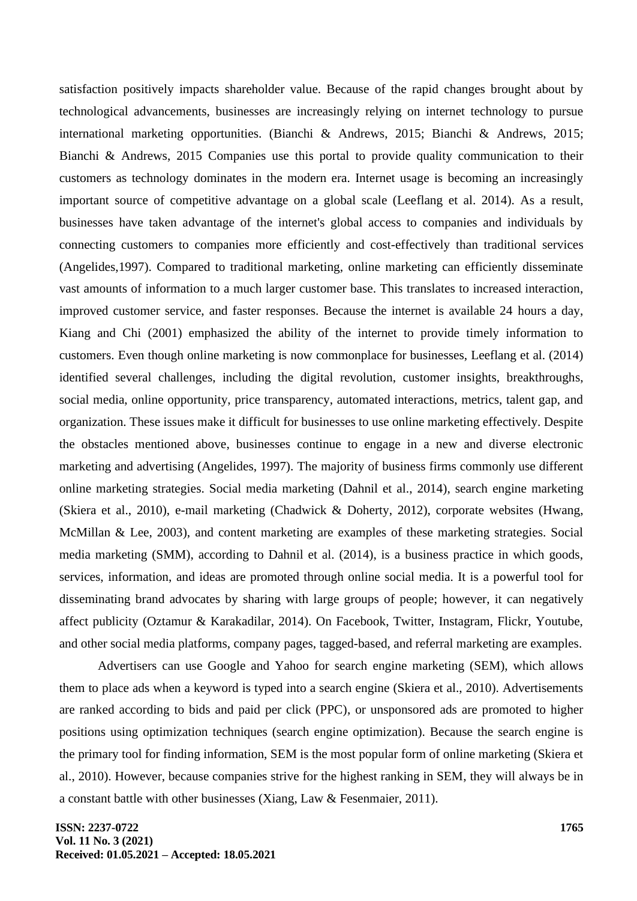satisfaction positively impacts shareholder value. Because of the rapid changes brought about by technological advancements, businesses are increasingly relying on internet technology to pursue international marketing opportunities. (Bianchi & Andrews, 2015; Bianchi & Andrews, 2015; Bianchi & Andrews, 2015 Companies use this portal to provide quality communication to their customers as technology dominates in the modern era. Internet usage is becoming an increasingly important source of competitive advantage on a global scale (Leeflang et al. 2014). As a result, businesses have taken advantage of the internet's global access to companies and individuals by connecting customers to companies more efficiently and cost-effectively than traditional services (Angelides,1997). Compared to traditional marketing, online marketing can efficiently disseminate vast amounts of information to a much larger customer base. This translates to increased interaction, improved customer service, and faster responses. Because the internet is available 24 hours a day, Kiang and Chi (2001) emphasized the ability of the internet to provide timely information to customers. Even though online marketing is now commonplace for businesses, Leeflang et al. (2014) identified several challenges, including the digital revolution, customer insights, breakthroughs, social media, online opportunity, price transparency, automated interactions, metrics, talent gap, and organization. These issues make it difficult for businesses to use online marketing effectively. Despite the obstacles mentioned above, businesses continue to engage in a new and diverse electronic marketing and advertising (Angelides, 1997). The majority of business firms commonly use different online marketing strategies. Social media marketing (Dahnil et al., 2014), search engine marketing (Skiera et al., 2010), e-mail marketing (Chadwick & Doherty, 2012), corporate websites (Hwang, McMillan & Lee, 2003), and content marketing are examples of these marketing strategies. Social media marketing (SMM), according to Dahnil et al. (2014), is a business practice in which goods, services, information, and ideas are promoted through online social media. It is a powerful tool for disseminating brand advocates by sharing with large groups of people; however, it can negatively affect publicity (Oztamur & Karakadilar, 2014). On Facebook, Twitter, Instagram, Flickr, Youtube, and other social media platforms, company pages, tagged-based, and referral marketing are examples.

Advertisers can use Google and Yahoo for search engine marketing (SEM), which allows them to place ads when a keyword is typed into a search engine (Skiera et al., 2010). Advertisements are ranked according to bids and paid per click (PPC), or unsponsored ads are promoted to higher positions using optimization techniques (search engine optimization). Because the search engine is the primary tool for finding information, SEM is the most popular form of online marketing (Skiera et al., 2010). However, because companies strive for the highest ranking in SEM, they will always be in a constant battle with other businesses (Xiang, Law & Fesenmaier, 2011).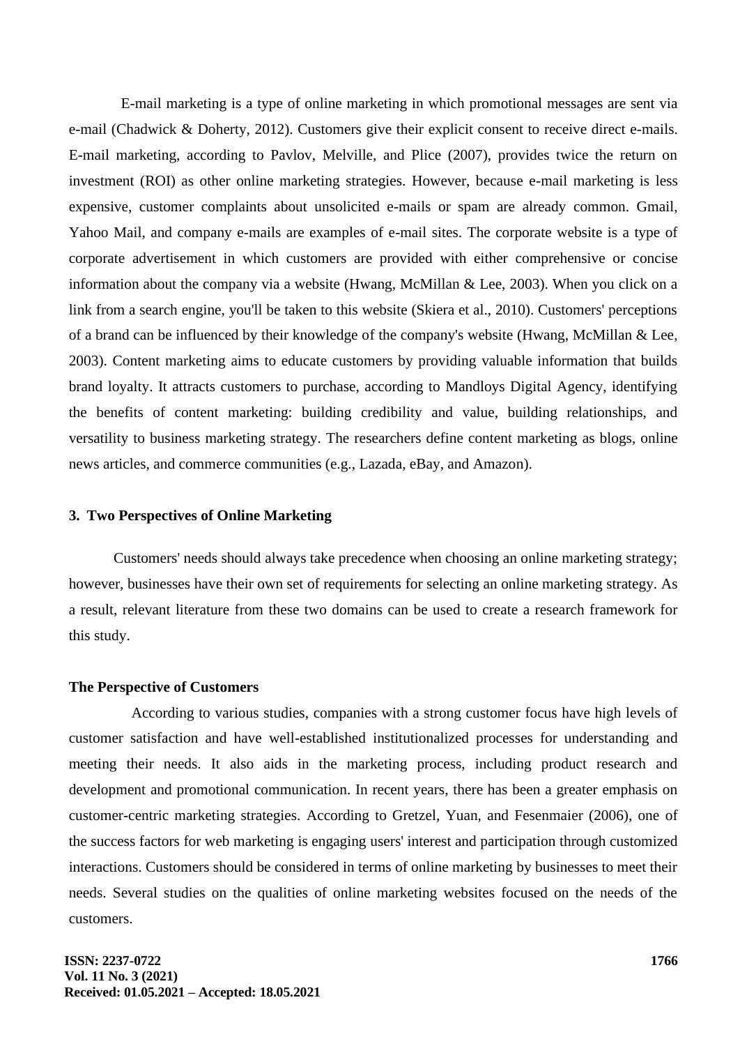E-mail marketing is a type of online marketing in which promotional messages are sent via e-mail (Chadwick & Doherty, 2012). Customers give their explicit consent to receive direct e-mails. E-mail marketing, according to Pavlov, Melville, and Plice (2007), provides twice the return on investment (ROI) as other online marketing strategies. However, because e-mail marketing is less expensive, customer complaints about unsolicited e-mails or spam are already common. Gmail, Yahoo Mail, and company e-mails are examples of e-mail sites. The corporate website is a type of corporate advertisement in which customers are provided with either comprehensive or concise information about the company via a website (Hwang, McMillan & Lee, 2003). When you click on a link from a search engine, you'll be taken to this website (Skiera et al., 2010). Customers' perceptions of a brand can be influenced by their knowledge of the company's website (Hwang, McMillan & Lee, 2003). Content marketing aims to educate customers by providing valuable information that builds brand loyalty. It attracts customers to purchase, according to Mandloys Digital Agency, identifying the benefits of content marketing: building credibility and value, building relationships, and versatility to business marketing strategy. The researchers define content marketing as blogs, online news articles, and commerce communities (e.g., Lazada, eBay, and Amazon).

## 3. Two Perspectives of Online Marketing

Customers' needs should always take precedence when choosing an online marketing strategy; however, businesses have their own set of requirements for selecting an online marketing strategy. As a result, relevant literature from these two domains can be used to create a research framework for this study.

### The Perspective of Customers

According to various studies, companies with a strong customer focus have high levels of customer satisfaction and have well-established institutionalized processes for understanding and meeting their needs. It also aids in the marketing process, including product research and development and promotional communication. In recent years, there has been a greater emphasis on customer-centric marketing strategies. According to Gretzel, Yuan, and Fesenmaier (2006), one of the success factors for web marketing is engaging users' interest and participation through customized interactions. Customers should be considered in terms of online marketing by businesses to meet their needs. Several studies on the qualities of online marketing websites focused on the needs of the customers.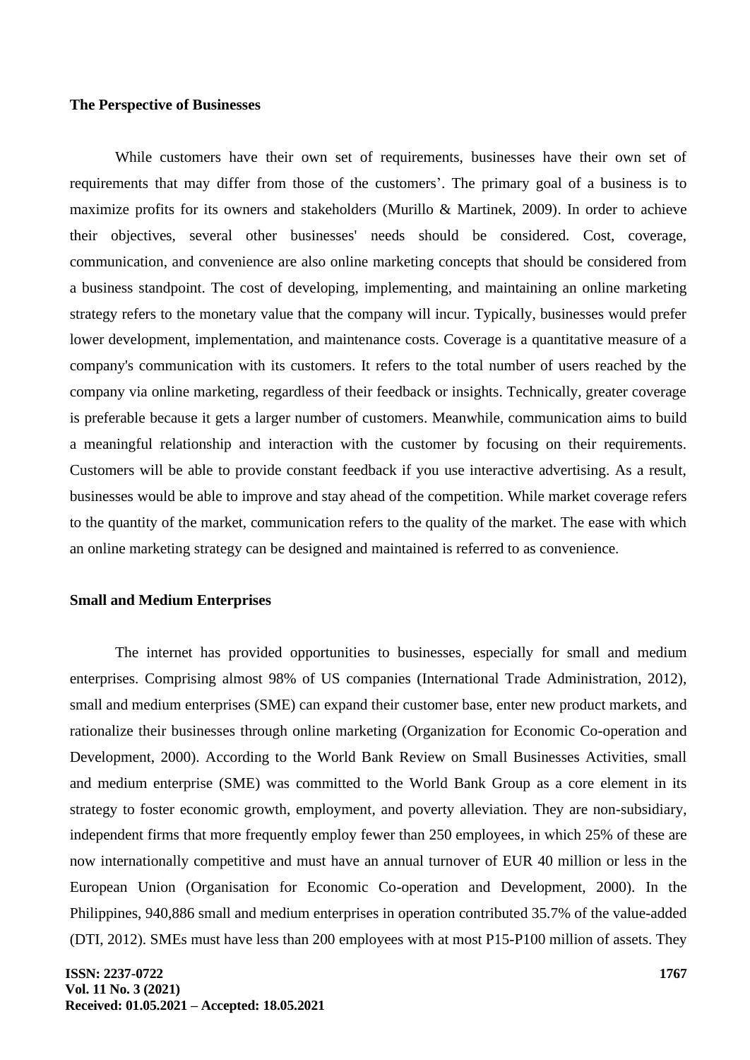### The Perspective of Businesses

While customers have their own set of requirements, businesses have their own set of requirements that may differ from those of the customers'. The primary goal of a business is to maximize profits for its owners and stakeholders (Murillo & Martinek, 2009). In order to achieve their objectives, several other businesses' needs should be considered. Cost, coverage, communication, and convenience are also online marketing concepts that should be considered from a business standpoint. The cost of developing, implementing, and maintaining an online marketing strategy refers to the monetary value that the company will incur. Typically, businesses would prefer lower development, implementation, and maintenance costs. Coverage is a quantitative measure of a company's communication with its customers. It refers to the total number of users reached by the company via online marketing, regardless of their feedback or insights. Technically, greater coverage is preferable because it gets a larger number of customers. Meanwhile, communication aims to build a meaningful relationship and interaction with the customer by focusing on their requirements. Customers will be able to provide constant feedback if you use interactive advertising. As a result, businesses would be able to improve and stay ahead of the competition. While market coverage refers to the quantity of the market, communication refers to the quality of the market. The ease with which an online marketing strategy can be designed and maintained is referred to as convenience.

### Small and Medium Enterprises

The internet has provided opportunities to businesses, especially for small and medium enterprises. Comprising almost 98% of US companies (International Trade Administration, 2012), small and medium enterprises (SME) can expand their customer base, enter new product markets, and rationalize their businesses through online marketing (Organization for Economic Co-operation and Development, 2000). According to the World Bank Review on Small Businesses Activities, small and medium enterprise (SME) was committed to the World Bank Group as a core element in its strategy to foster economic growth, employment, and poverty alleviation. They are non-subsidiary, independent firms that more frequently employ fewer than 250 employees, in which 25% of these are now internationally competitive and must have an annual turnover of EUR 40 million or less in the European Union (Organisation for Economic Co-operation and Development, 2000). In the Philippines, 940,886 small and medium enterprises in operation contributed 35.7% of the value-added (DTI, 2012). SMEs must have less than 200 employees with at most P15-P100 million of assets. They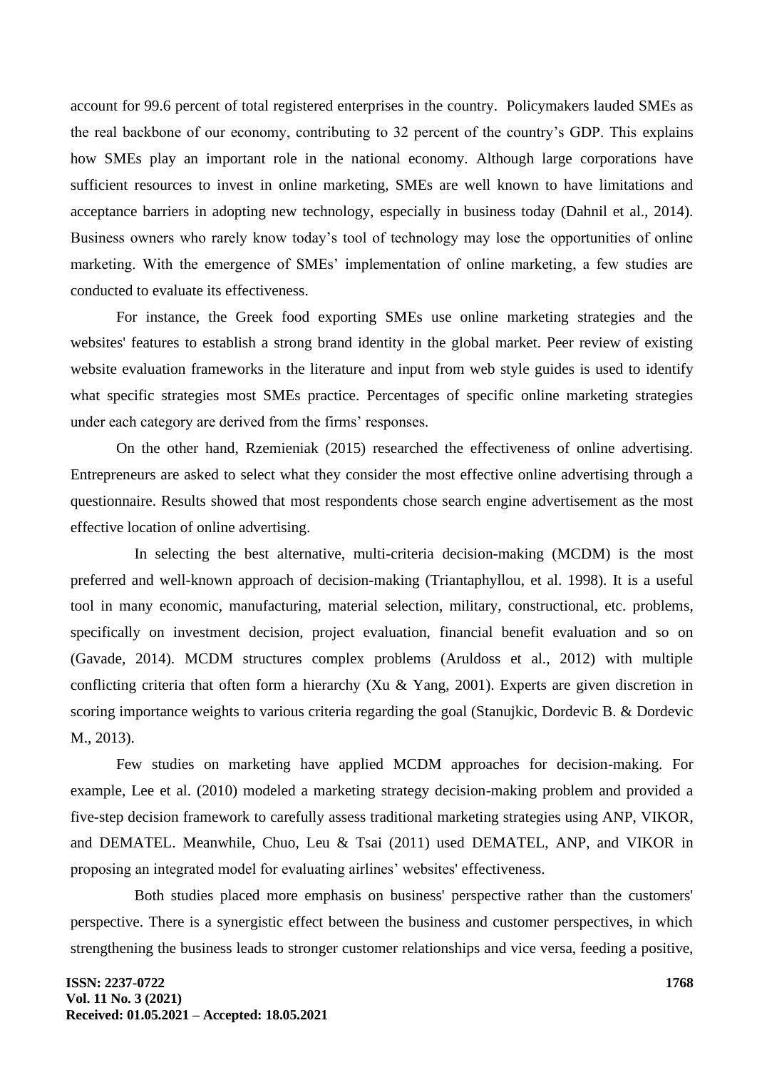account for 99.6 percent of total registered enterprises in the country. Policymakers lauded SMEs as the real backbone of our economy, contributing to 32 percent of the country's GDP. This explains how SMEs play an important role in the national economy. Although large corporations have sufficient resources to invest in online marketing, SMEs are well known to have limitations and acceptance barriers in adopting new technology, especially in business today (Dahnil et al., 2014). Business owners who rarely know today's tool of technology may lose the opportunities of online marketing. With the emergence of SMEs' implementation of online marketing, a few studies are conducted to evaluate its effectiveness.

For instance, the Greek food exporting SMEs use online marketing strategies and the websites' features to establish a strong brand identity in the global market. Peer review of existing website evaluation frameworks in the literature and input from web style guides is used to identify what specific strategies most SMEs practice. Percentages of specific online marketing strategies under each category are derived from the firms' responses.

On the other hand, Rzemieniak (2015) researched the effectiveness of online advertising. Entrepreneurs are asked to select what they consider the most effective online advertising through a questionnaire. Results showed that most respondents chose search engine advertisement as the most effective location of online advertising.

In selecting the best alternative, multi-criteria decision-making (MCDM) is the most preferred and well-known approach of decision-making (Triantaphyllou, et al. 1998). It is a useful tool in many economic, manufacturing, material selection, military, constructional, etc. problems, specifically on investment decision, project evaluation, financial benefit evaluation and so on (Gavade, 2014). MCDM structures complex problems (Aruldoss et al., 2012) with multiple conflicting criteria that often form a hierarchy (Xu & Yang, 2001). Experts are given discretion in scoring importance weights to various criteria regarding the goal (Stanujkic, Dordevic B. & Dordevic M., 2013).

Few studies on marketing have applied MCDM approaches for decision-making. For example, Lee et al. (2010) modeled a marketing strategy decision-making problem and provided a five-step decision framework to carefully assess traditional marketing strategies using ANP, VIKOR, and DEMATEL. Meanwhile, Chuo, Leu & Tsai (2011) used DEMATEL, ANP, and VIKOR in proposing an integrated model for evaluating airlines' websites' effectiveness.

Both studies placed more emphasis on business' perspective rather than the customers' perspective. There is a synergistic effect between the business and customer perspectives, in which strengthening the business leads to stronger customer relationships and vice versa, feeding a positive,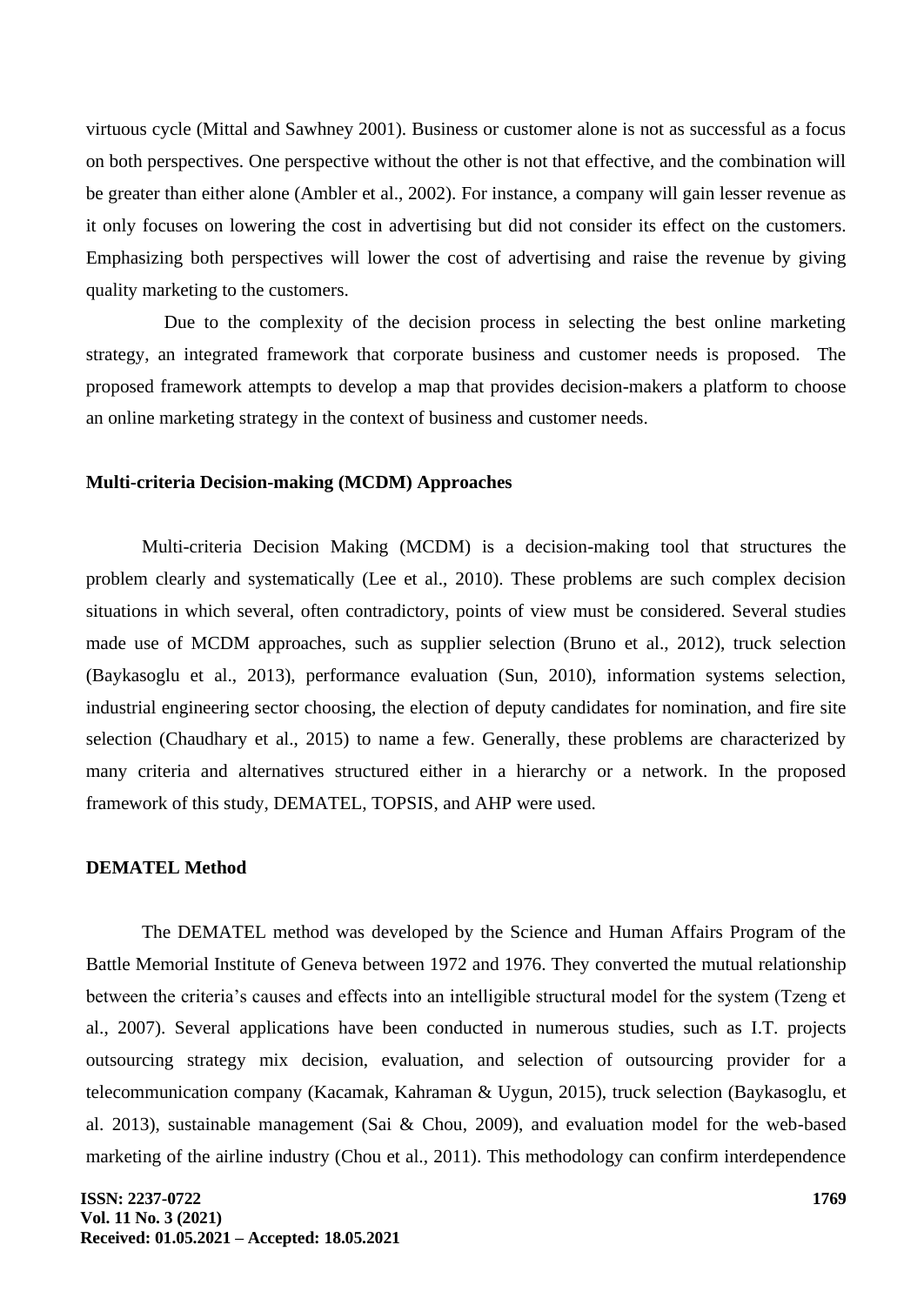virtuous cycle (Mittal and Sawhney 2001). Business or customer alone is not as successful as a focus on both perspectives. One perspective without the other is not that effective, and the combination will be greater than either alone (Ambler et al., 2002). For instance, a company will gain lesser revenue as it only focuses on lowering the cost in advertising but did not consider its effect on the customers. Emphasizing both perspectives will lower the cost of advertising and raise the revenue by giving quality marketing to the customers.

Due to the complexity of the decision process in selecting the best online marketing strategy, an integrated framework that corporate business and customer needs is proposed. The proposed framework attempts to develop a map that provides decision-makers a platform to choose an online marketing strategy in the context of business and customer needs.

**Multi-criteria Decision-making (MCDM) Approaches**

Multi-criteria Decision Making (MCDM) is a decision-making tool that structures the problem clearly and systematically (Lee et al., 2010). These problems are such complex decision situations in which several, often contradictory, points of view must be considered. Several studies made use of MCDM approaches, such as supplier selection (Bruno et al., 2012), truck selection (Baykasoglu et al., 2013), performance evaluation (Sun, 2010), information systems selection, industrial engineering sector choosing, the election of deputy candidates for nomination, and fire site selection (Chaudhary et al., 2015) to name a few. Generally, these problems are characterized by many criteria and alternatives structured either in a hierarchy or a network. In the proposed framework of this study, DEMATEL, TOPSIS, and AHP were used.

**DEMATEL Method**

The DEMATEL method was developed by the Science and Human Affairs Program of the Battle Memorial Institute of Geneva between 1972 and 1976. They converted the mutual relationship between the criteria's causes and effects into an intelligible structural model for the system (Tzeng et al., 2007). Several applications have been conducted in numerous studies, such as I.T. projects outsourcing strategy mix decision, evaluation, and selection of outsourcing provider for a telecommunication company (Kacamak, Kahraman & Uygun, 2015), truck selection (Baykasoglu, et al. 2013), sustainable management (Sai & Chou, 2009), and evaluation model for the web-based marketing of the airline industry (Chou et al., 2011). This methodology can confirm interdependence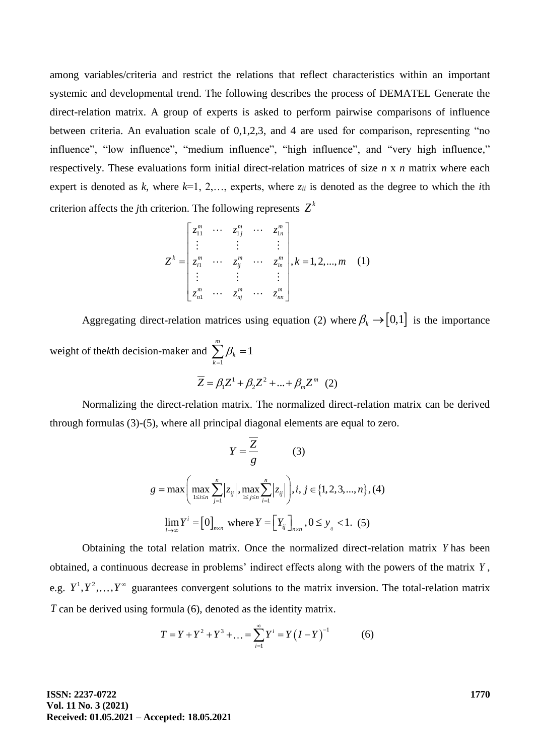among variables/criteria and restrict the relations that reflect characteristics within an important systemic and developmental trend. The following describes the process of DEMATEL Generate the direct-relation matrix. A group of experts is asked to perform pairwise comparisons of influence between criteria. An evaluation scale of 0,1,2,3, and 4 are used for comparison, representing "no influence", "low influence", "medium influence", "high influence", and "very high influence," respectively. These evaluations form initial direct-relation matrices of size *n* x *n* matrix where each expert is denoted as *k*, where *k*=1, 2,…, experts, where $z_{ii}$ is denoted as the degree to which the *i*th criterion affects the *j*th criterion. The following represents $Z^k$

$$Z^k = \begin{bmatrix} z_{11}^m & \cdots & z_{1j}^m & \cdots & z_{1n}^m \\ \vdots & & \vdots & & \vdots \\ z_{i1}^m & \cdots & z_{ij}^m & \cdots & z_{in}^m \\ \vdots & & \vdots & & \vdots \\ z_{n1}^m & \cdots & z_{nj}^m & \cdots & z_{nn}^m \end{bmatrix}, k = 1, 2, ..., m \quad (1)$$

Aggregating direct-relation matrices using equation (2) where $\beta_k \to [0,1]$ is the importance weight of the*k*th decision-maker and $\sum_{k=1}^{m} \beta_k = 1$

$$\overline{Z} = \beta_1 Z^1 + \beta_2 Z^2 + ... + \beta_m Z^m \quad (2)$$

Normalizing the direct-relation matrix. The normalized direct-relation matrix can be derived through formulas (3)-(5), where all principal diagonal elements are equal to zero.

$$Y = \frac{\overline{Z}}{g} \quad (3)$$

$$g = \max\left( \max_{1 \le i \le n} \sum_{j=1}^{n} |z_{ij}|, \max_{1 \le j \le n} \sum_{i=1}^{n} |z_{ij}| \right), i, j \in \{1, 2, 3, ..., n\}, (4)$$

$$\lim_{i \to \infty} Y^i = [0]_{n \times n} \text{ where } Y = [Y_{ij}]_{n \times n}, 0 \le y_{ij} < 1. \quad (5)$$

Obtaining the total relation matrix. Once the normalized direct-relation matrix $Y$ has been obtained, a continuous decrease in problems' indirect effects along with the powers of the matrix $Y$, e.g. $Y^1, Y^2, \ldots, Y^\infty$ guarantees convergent solutions to the matrix inversion. The total-relation matrix $T$ can be derived using formula (6), denoted as the identity matrix.

$$T = Y + Y^2 + Y^3 + \ldots = \sum_{i=1}^{\infty} Y^i = Y(I - Y)^{-1} \quad (6)$$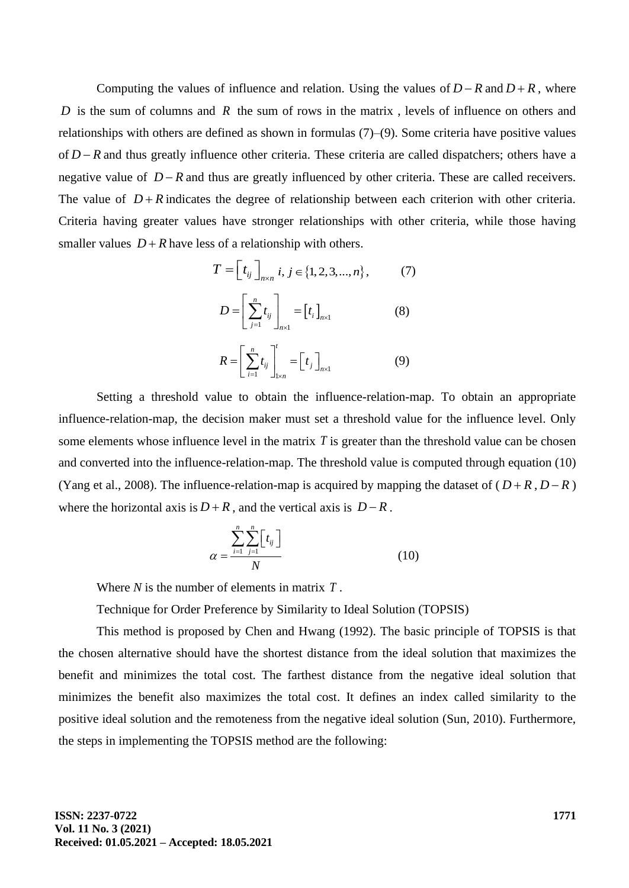Computing the values of influence and relation. Using the values of $D-R$ and $D+R$, where $D$ is the sum of columns and $R$ the sum of rows in the matrix , levels of influence on others and relationships with others are defined as shown in formulas (7)–(9). Some criteria have positive values of $D-R$ and thus greatly influence other criteria. These criteria are called dispatchers; others have a negative value of $D-R$ and thus are greatly influenced by other criteria. These are called receivers. The value of $D+R$ indicates the degree of relationship between each criterion with other criteria. Criteria having greater values have stronger relationships with other criteria, while those having smaller values $D+R$ have less of a relationship with others.

$$T = \left[t_{ij}\right]_{n\times n} \; i, j \in \{1, 2, 3, ..., n\}, \qquad (7)$$

$$D = \left[\sum_{j=1}^{n} t_{ij}\right]_{n\times 1} = \left[t_i\right]_{n\times 1} \qquad (8)$$

$$R = \left[\sum_{i=1}^{n} t_{ij}\right]_{1\times n}^{t} = \left[t_j\right]_{n\times 1} \qquad (9)$$

Setting a threshold value to obtain the influence-relation-map. To obtain an appropriate influence-relation-map, the decision maker must set a threshold value for the influence level. Only some elements whose influence level in the matrix $T$ is greater than the threshold value can be chosen and converted into the influence-relation-map. The threshold value is computed through equation (10) (Yang et al., 2008). The influence-relation-map is acquired by mapping the dataset of ($D+R$, $D-R$) where the horizontal axis is $D+R$, and the vertical axis is $D-R$.

$$\alpha = \frac{\sum_{i=1}^{n}\sum_{j=1}^{n}\left[t_{ij}\right]}{N} \qquad (10)$$

Where $N$ is the number of elements in matrix $T$.

Technique for Order Preference by Similarity to Ideal Solution (TOPSIS)

This method is proposed by Chen and Hwang (1992). The basic principle of TOPSIS is that the chosen alternative should have the shortest distance from the ideal solution that maximizes the benefit and minimizes the total cost. The farthest distance from the negative ideal solution that minimizes the benefit also maximizes the total cost. It defines an index called similarity to the positive ideal solution and the remoteness from the negative ideal solution (Sun, 2010). Furthermore, the steps in implementing the TOPSIS method are the following: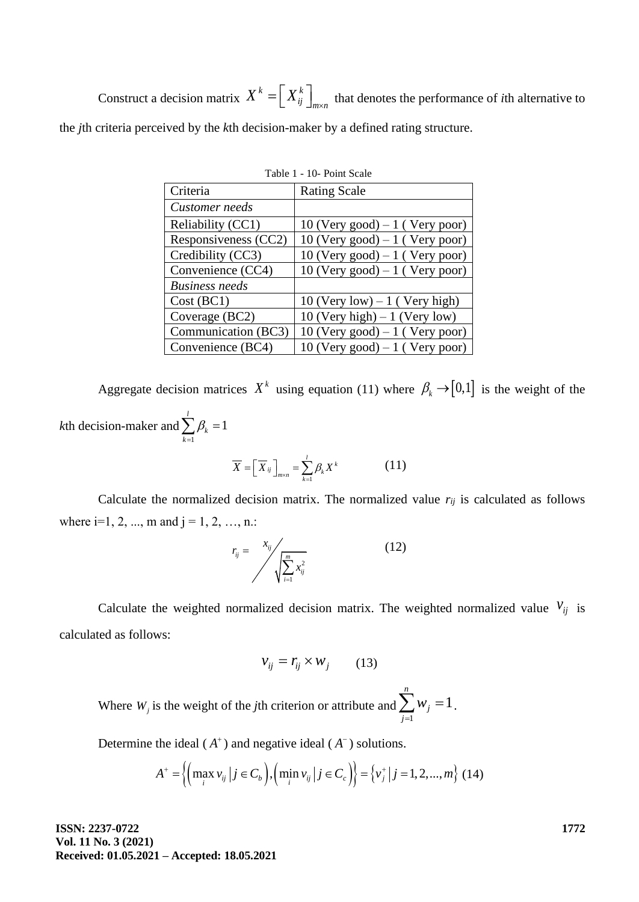Construct a decision matrix $X^k = \left[ X_{ij}^k \right]_{m \times n}$ that denotes the performance of *i*th alternative to the *j*th criteria perceived by the *k*th decision-maker by a defined rating structure.

Table 1 - 10- Point Scale

| Criteria | Rating Scale |
|---|---|
| *Customer needs* | |
| Reliability (CC1) | 10 (Very good) – 1 ( Very poor) |
| Responsiveness (CC2) | 10 (Very good) – 1 ( Very poor) |
| Credibility (CC3) | 10 (Very good) – 1 ( Very poor) |
| Convenience (CC4) | 10 (Very good) – 1 ( Very poor) |
| *Business needs* | |
| Cost (BC1) | 10 (Very low) – 1 ( Very high) |
| Coverage (BC2) | 10 (Very high) – 1 (Very low) |
| Communication (BC3) | 10 (Very good) – 1 ( Very poor) |
| Convenience (BC4) | 10 (Very good) – 1 ( Very poor) |

Aggregate decision matrices $X^k$ using equation (11) where $\beta_k \rightarrow [0,1]$ is the weight of the *k*th decision-maker and $\sum_{k=1}^{l} \beta_k = 1$

$$\overline{X} = \left[ \overline{X}_{ij} \right]_{m \times n} = \sum_{k=1}^{l} \beta_k X^k \qquad (11)$$

Calculate the normalized decision matrix. The normalized value $r_{ij}$ is calculated as follows where i=1, 2, ..., m and j = 1, 2, …, n.:

$$r_{ij} = x_{ij} \Big/ \sqrt{\sum_{i=1}^{m} x_{ij}^2} \qquad (12)$$

Calculate the weighted normalized decision matrix. The weighted normalized value $v_{ij}$ is calculated as follows:

$$v_{ij} = r_{ij} \times w_j \qquad (13)$$

Where $W_j$ is the weight of the *j*th criterion or attribute and $\sum_{j=1}^{n} w_j = 1$.

Determine the ideal ($A^+$) and negative ideal ($A^-$) solutions.

$$A^+ = \left\{ \left( \max_i v_{ij} \,\middle|\, j \in C_b \right), \left( \min_i v_{ij} \,\middle|\, j \in C_c \right) \right\} = \left\{ v_j^+ \,\middle|\, j = 1, 2, ..., m \right\} \qquad (14)$$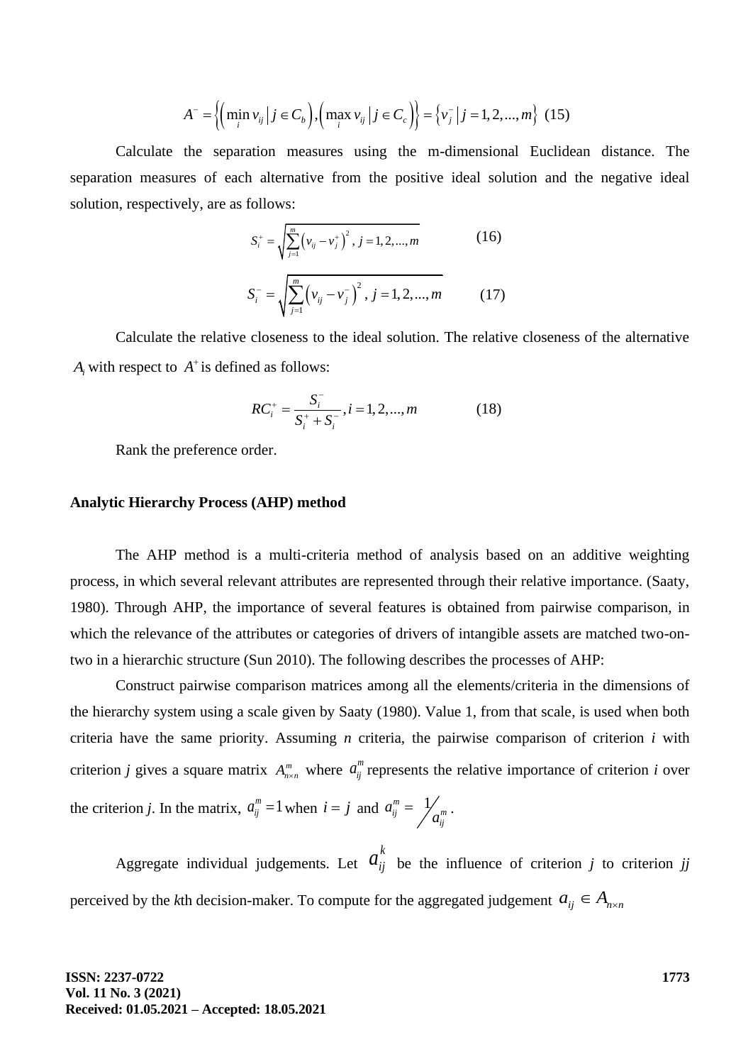$$A^{-} = \left\{ \left( \min_{i} v_{ij} \mid j \in C_b \right), \left( \max_{i} v_{ij} \mid j \in C_c \right) \right\} = \left\{ v_j^{-} \mid j = 1, 2, ..., m \right\} \quad (15)$$

Calculate the separation measures using the m-dimensional Euclidean distance. The separation measures of each alternative from the positive ideal solution and the negative ideal solution, respectively, are as follows:

$$S_i^{+} = \sqrt{\sum_{j=1}^{m} \left( v_{ij} - v_j^{+} \right)^2}, \; j = 1, 2, ..., m \quad (16)$$

$$S_i^{-} = \sqrt{\sum_{j=1}^{m} \left( v_{ij} - v_j^{-} \right)^2}, \; j = 1, 2, ..., m \quad (17)$$

Calculate the relative closeness to the ideal solution. The relative closeness of the alternative $A_i$ with respect to $A^{+}$ is defined as follows:

$$RC_i^{+} = \frac{S_i^{-}}{S_i^{+} + S_i^{-}}, i = 1, 2, ..., m \quad (18)$$

Rank the preference order.

**Analytic Hierarchy Process (AHP) method**

The AHP method is a multi-criteria method of analysis based on an additive weighting process, in which several relevant attributes are represented through their relative importance. (Saaty, 1980). Through AHP, the importance of several features is obtained from pairwise comparison, in which the relevance of the attributes or categories of drivers of intangible assets are matched two-on-two in a hierarchic structure (Sun 2010). The following describes the processes of AHP:

Construct pairwise comparison matrices among all the elements/criteria in the dimensions of the hierarchy system using a scale given by Saaty (1980). Value 1, from that scale, is used when both criteria have the same priority. Assuming *n* criteria, the pairwise comparison of criterion *i* with criterion *j* gives a square matrix $A_{n \times n}^{m}$ where $a_{ij}^{m}$ represents the relative importance of criterion *i* over the criterion *j*. In the matrix, $a_{ij}^{m} = 1$ when $i = j$ and $a_{ij}^{m} = 1 / a_{ij}^{m}$.

Aggregate individual judgements. Let $a_{ij}^{k}$ be the influence of criterion *j* to criterion *jj* perceived by the *k*th decision-maker. To compute for the aggregated judgement $a_{ij} \in A_{n \times n}$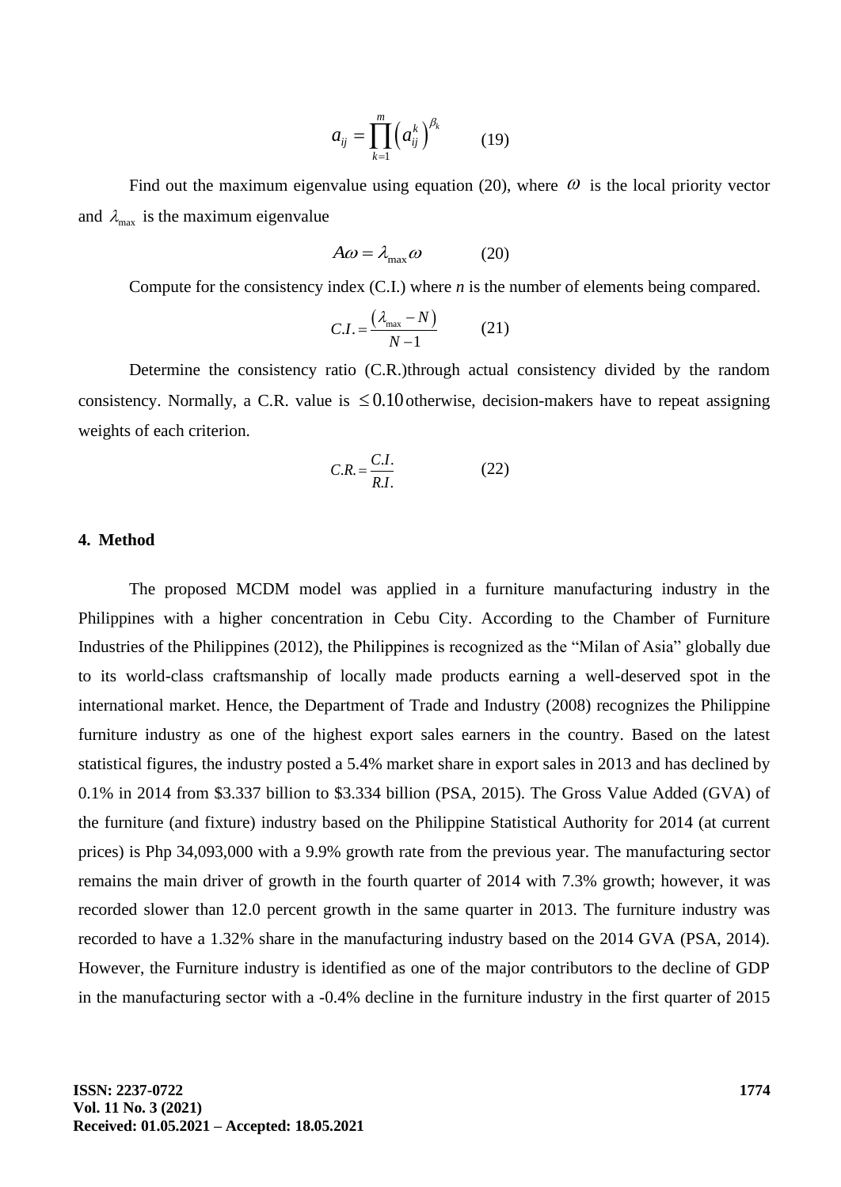$$a_{ij} = \prod_{k=1}^{m} \left(a_{ij}^{k}\right)^{\beta_k} \qquad (19)$$

Find out the maximum eigenvalue using equation (20), where $\omega$ is the local priority vector and $\lambda_{\max}$ is the maximum eigenvalue

$$A\omega = \lambda_{\max}\omega \qquad (20)$$

Compute for the consistency index (C.I.) where *n* is the number of elements being compared.

$$C.I. = \frac{\left(\lambda_{\max} - N\right)}{N-1} \qquad (21)$$

Determine the consistency ratio (C.R.)through actual consistency divided by the random consistency. Normally, a C.R. value is $\leq 0.10$ otherwise, decision-makers have to repeat assigning weights of each criterion.

$$C.R. = \frac{C.I.}{R.I.} \qquad (22)$$

## 4. Method

The proposed MCDM model was applied in a furniture manufacturing industry in the Philippines with a higher concentration in Cebu City. According to the Chamber of Furniture Industries of the Philippines (2012), the Philippines is recognized as the "Milan of Asia" globally due to its world-class craftsmanship of locally made products earning a well-deserved spot in the international market. Hence, the Department of Trade and Industry (2008) recognizes the Philippine furniture industry as one of the highest export sales earners in the country. Based on the latest statistical figures, the industry posted a 5.4% market share in export sales in 2013 and has declined by 0.1% in 2014 from \$3.337 billion to \$3.334 billion (PSA, 2015). The Gross Value Added (GVA) of the furniture (and fixture) industry based on the Philippine Statistical Authority for 2014 (at current prices) is Php 34,093,000 with a 9.9% growth rate from the previous year. The manufacturing sector remains the main driver of growth in the fourth quarter of 2014 with 7.3% growth; however, it was recorded slower than 12.0 percent growth in the same quarter in 2013. The furniture industry was recorded to have a 1.32% share in the manufacturing industry based on the 2014 GVA (PSA, 2014). However, the Furniture industry is identified as one of the major contributors to the decline of GDP in the manufacturing sector with a -0.4% decline in the furniture industry in the first quarter of 2015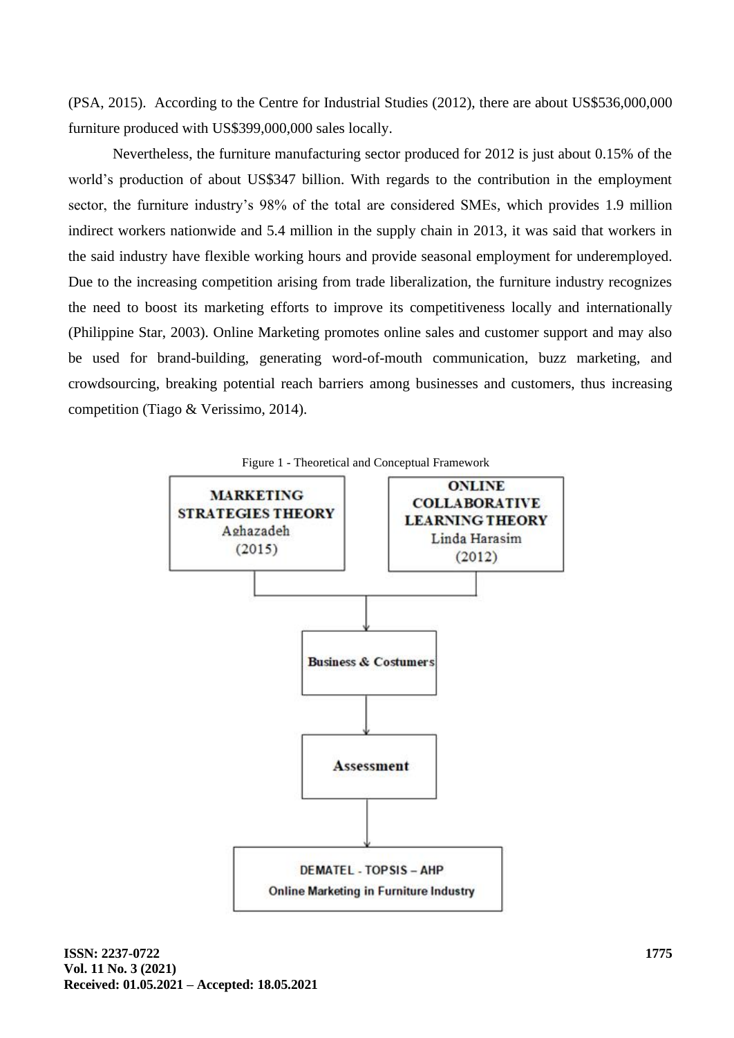(PSA, 2015). According to the Centre for Industrial Studies (2012), there are about US$536,000,000 furniture produced with US$399,000,000 sales locally.

Nevertheless, the furniture manufacturing sector produced for 2012 is just about 0.15% of the world's production of about US$347 billion. With regards to the contribution in the employment sector, the furniture industry's 98% of the total are considered SMEs, which provides 1.9 million indirect workers nationwide and 5.4 million in the supply chain in 2013, it was said that workers in the said industry have flexible working hours and provide seasonal employment for underemployed. Due to the increasing competition arising from trade liberalization, the furniture industry recognizes the need to boost its marketing efforts to improve its competitiveness locally and internationally (Philippine Star, 2003). Online Marketing promotes online sales and customer support and may also be used for brand-building, generating word-of-mouth communication, buzz marketing, and crowdsourcing, breaking potential reach barriers among businesses and customers, thus increasing competition (Tiago & Verissimo, 2014).

Figure 1 - Theoretical and Conceptual Framework

MARKETING STRATEGIES THEORY
Aghazadeh
(2015)

ONLINE COLLABORATIVE LEARNING THEORY
Linda Harasim
(2012)

Business & Costumers

Assessment

DEMATEL - TOPSIS – AHP
Online Marketing in Furniture Industry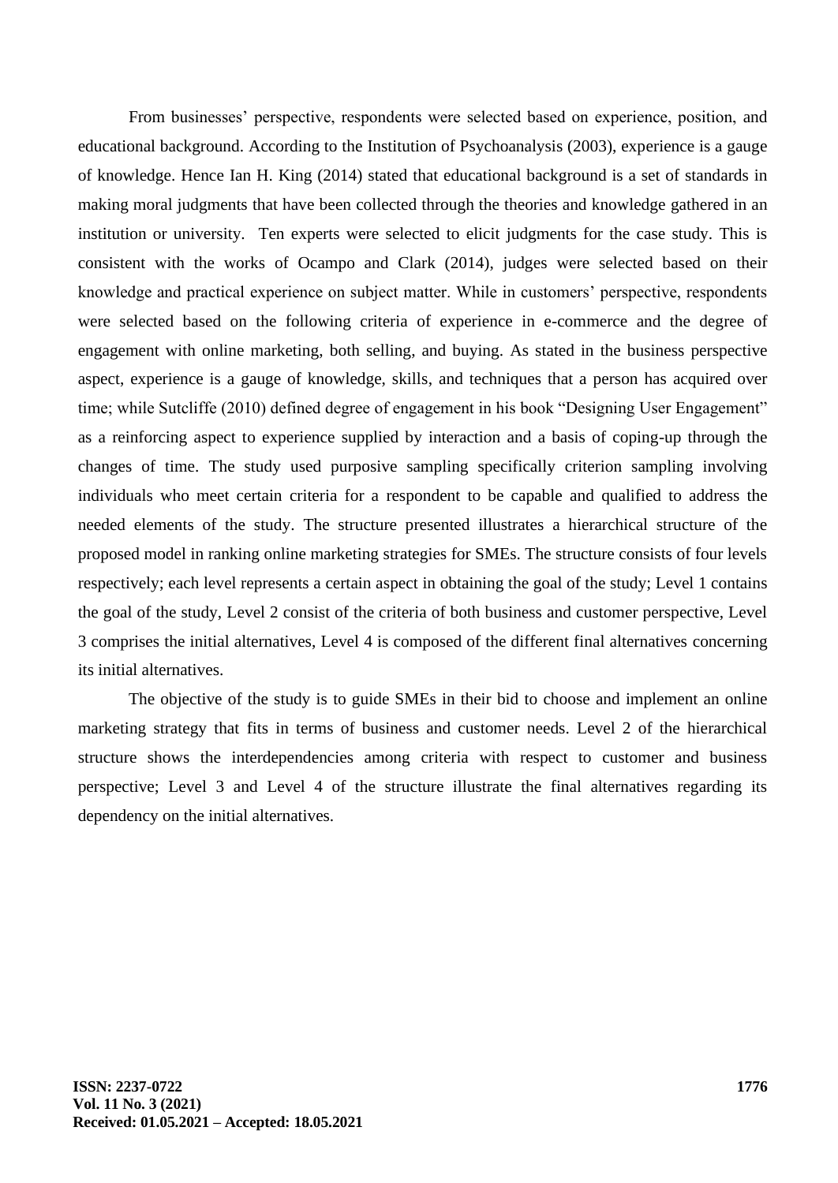From businesses' perspective, respondents were selected based on experience, position, and educational background. According to the Institution of Psychoanalysis (2003), experience is a gauge of knowledge. Hence Ian H. King (2014) stated that educational background is a set of standards in making moral judgments that have been collected through the theories and knowledge gathered in an institution or university. Ten experts were selected to elicit judgments for the case study. This is consistent with the works of Ocampo and Clark (2014), judges were selected based on their knowledge and practical experience on subject matter. While in customers' perspective, respondents were selected based on the following criteria of experience in e-commerce and the degree of engagement with online marketing, both selling, and buying. As stated in the business perspective aspect, experience is a gauge of knowledge, skills, and techniques that a person has acquired over time; while Sutcliffe (2010) defined degree of engagement in his book "Designing User Engagement" as a reinforcing aspect to experience supplied by interaction and a basis of coping-up through the changes of time. The study used purposive sampling specifically criterion sampling involving individuals who meet certain criteria for a respondent to be capable and qualified to address the needed elements of the study. The structure presented illustrates a hierarchical structure of the proposed model in ranking online marketing strategies for SMEs. The structure consists of four levels respectively; each level represents a certain aspect in obtaining the goal of the study; Level 1 contains the goal of the study, Level 2 consist of the criteria of both business and customer perspective, Level 3 comprises the initial alternatives, Level 4 is composed of the different final alternatives concerning its initial alternatives.

The objective of the study is to guide SMEs in their bid to choose and implement an online marketing strategy that fits in terms of business and customer needs. Level 2 of the hierarchical structure shows the interdependencies among criteria with respect to customer and business perspective; Level 3 and Level 4 of the structure illustrate the final alternatives regarding its dependency on the initial alternatives.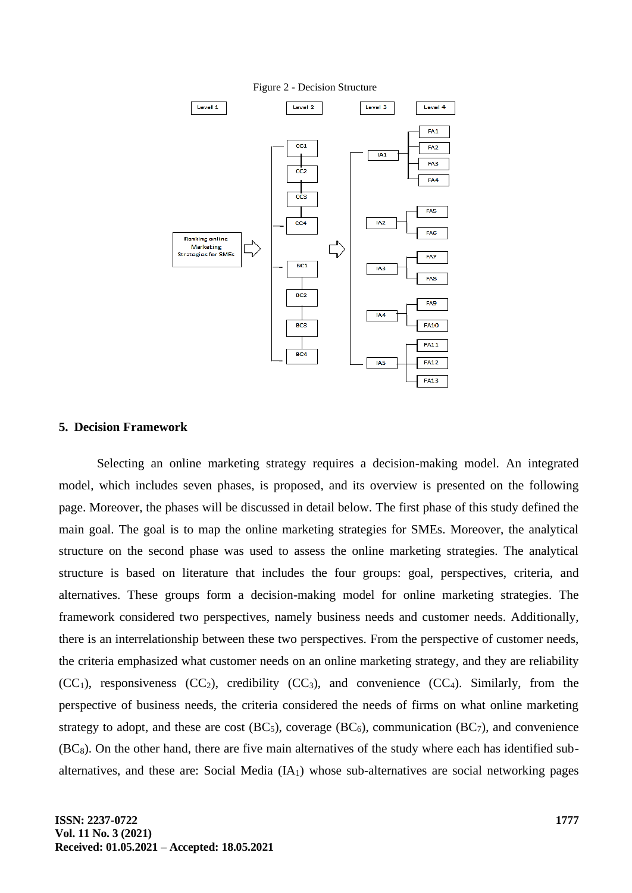Figure 2 - Decision Structure

| Level 1 | Level 2 | Level 3 | Level 4 |
|---|---|---|---|
| Ranking online Marketing Strategies for SMEs | CC1, CC2, CC3, CC4 | IA1 | FA1, FA2, FA3, FA4 |
| | BC1, BC2, BC3, BC4 | IA2 | FA5, FA6 |
| | | IA3 | FA7, FA8 |
| | | IA4 | FA9, FA10 |
| | | IA5 | FA11, FA12, FA13 |

## 5. Decision Framework

Selecting an online marketing strategy requires a decision-making model. An integrated model, which includes seven phases, is proposed, and its overview is presented on the following page. Moreover, the phases will be discussed in detail below. The first phase of this study defined the main goal. The goal is to map the online marketing strategies for SMEs. Moreover, the analytical structure on the second phase was used to assess the online marketing strategies. The analytical structure is based on literature that includes the four groups: goal, perspectives, criteria, and alternatives. These groups form a decision-making model for online marketing strategies. The framework considered two perspectives, namely business needs and customer needs. Additionally, there is an interrelationship between these two perspectives. From the perspective of customer needs, the criteria emphasized what customer needs on an online marketing strategy, and they are reliability ($CC_1$), responsiveness ($CC_2$), credibility ($CC_3$), and convenience ($CC_4$). Similarly, from the perspective of business needs, the criteria considered the needs of firms on what online marketing strategy to adopt, and these are cost ($BC_5$), coverage ($BC_6$), communication ($BC_7$), and convenience ($BC_8$). On the other hand, there are five main alternatives of the study where each has identified sub-alternatives, and these are: Social Media ($IA_1$) whose sub-alternatives are social networking pages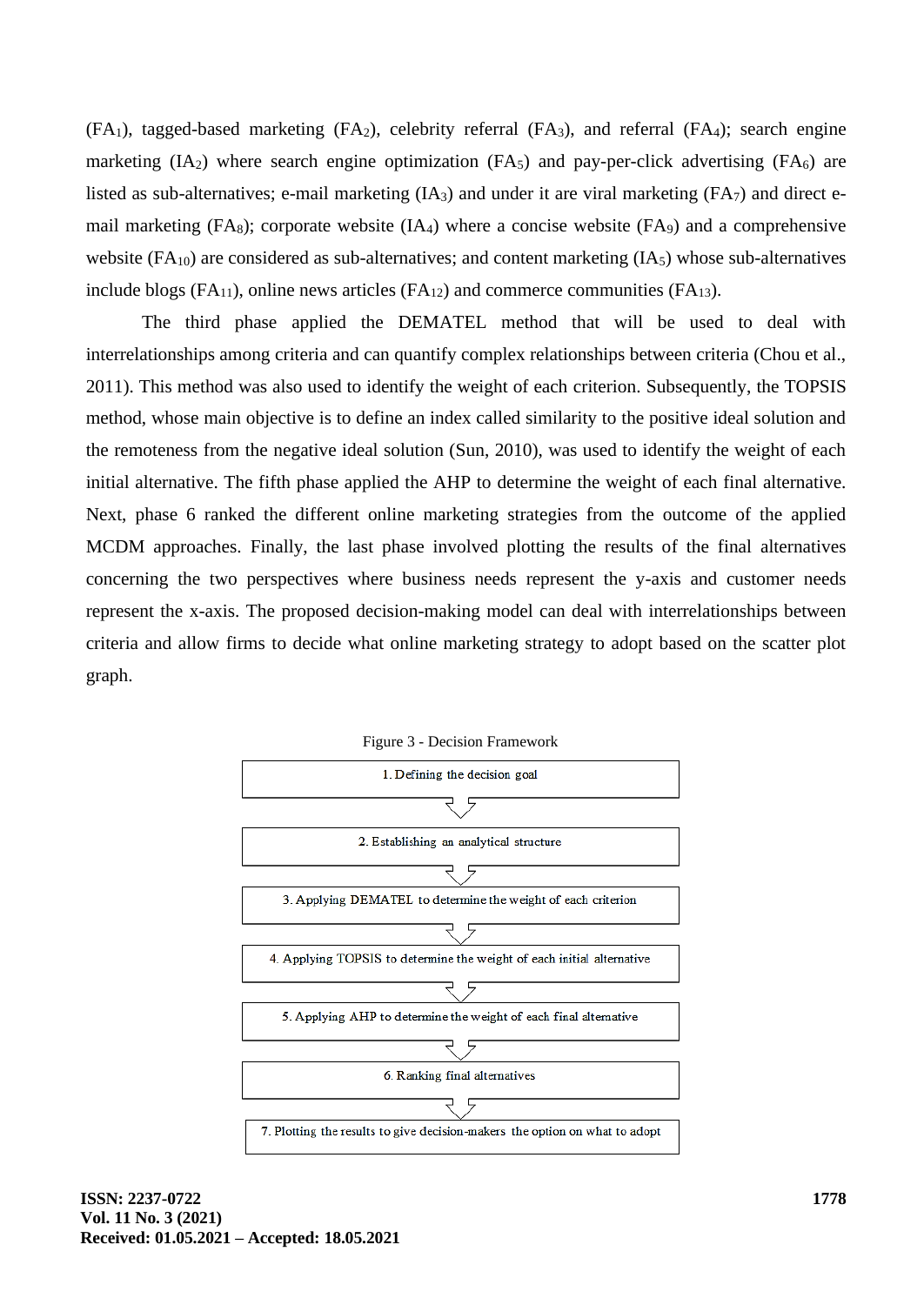($FA_1$), tagged-based marketing ($FA_2$), celebrity referral ($FA_3$), and referral ($FA_4$); search engine marketing ($IA_2$) where search engine optimization ($FA_5$) and pay-per-click advertising ($FA_6$) are listed as sub-alternatives; e-mail marketing ($IA_3$) and under it are viral marketing ($FA_7$) and direct e-mail marketing ($FA_8$); corporate website ($IA_4$) where a concise website ($FA_9$) and a comprehensive website ($FA_{10}$) are considered as sub-alternatives; and content marketing ($IA_5$) whose sub-alternatives include blogs ($FA_{11}$), online news articles ($FA_{12}$) and commerce communities ($FA_{13}$).

The third phase applied the DEMATEL method that will be used to deal with interrelationships among criteria and can quantify complex relationships between criteria (Chou et al., 2011). This method was also used to identify the weight of each criterion. Subsequently, the TOPSIS method, whose main objective is to define an index called similarity to the positive ideal solution and the remoteness from the negative ideal solution (Sun, 2010), was used to identify the weight of each initial alternative. The fifth phase applied the AHP to determine the weight of each final alternative. Next, phase 6 ranked the different online marketing strategies from the outcome of the applied MCDM approaches. Finally, the last phase involved plotting the results of the final alternatives concerning the two perspectives where business needs represent the y-axis and customer needs represent the x-axis. The proposed decision-making model can deal with interrelationships between criteria and allow firms to decide what online marketing strategy to adopt based on the scatter plot graph.

Figure 3 - Decision Framework

1. Defining the decision goal
2. Establishing an analytical structure
3. Applying DEMATEL to determine the weight of each criterion
4. Applying TOPSIS to determine the weight of each initial alternative
5. Applying AHP to determine the weight of each final alternative
6. Ranking final alternatives
7. Plotting the results to give decision-makers the option on what to adopt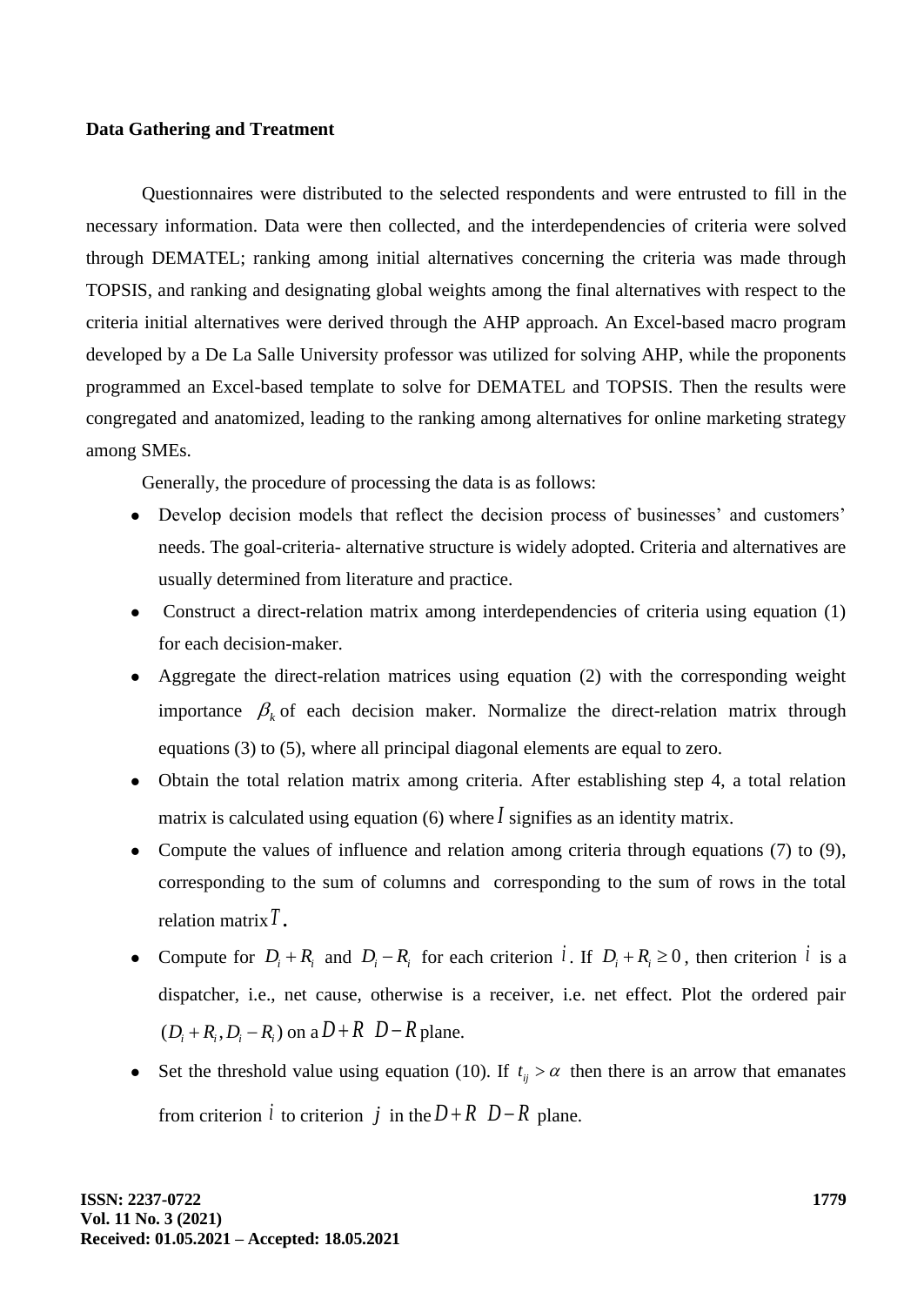**Data Gathering and Treatment**

Questionnaires were distributed to the selected respondents and were entrusted to fill in the necessary information. Data were then collected, and the interdependencies of criteria were solved through DEMATEL; ranking among initial alternatives concerning the criteria was made through TOPSIS, and ranking and designating global weights among the final alternatives with respect to the criteria initial alternatives were derived through the AHP approach. An Excel-based macro program developed by a De La Salle University professor was utilized for solving AHP, while the proponents programmed an Excel-based template to solve for DEMATEL and TOPSIS. Then the results were congregated and anatomized, leading to the ranking among alternatives for online marketing strategy among SMEs.

Generally, the procedure of processing the data is as follows:

- Develop decision models that reflect the decision process of businesses' and customers' needs. The goal-criteria- alternative structure is widely adopted. Criteria and alternatives are usually determined from literature and practice.
- Construct a direct-relation matrix among interdependencies of criteria using equation (1) for each decision-maker.
- Aggregate the direct-relation matrices using equation (2) with the corresponding weight importance $\beta_k$ of each decision maker. Normalize the direct-relation matrix through equations (3) to (5), where all principal diagonal elements are equal to zero.
- Obtain the total relation matrix among criteria. After establishing step 4, a total relation matrix is calculated using equation (6) where $I$ signifies as an identity matrix.
- Compute the values of influence and relation among criteria through equations (7) to (9), corresponding to the sum of columns and corresponding to the sum of rows in the total relation matrix $T$.
- Compute for $D_i + R_i$ and $D_i - R_i$ for each criterion $i$. If $D_i + R_i \geq 0$, then criterion $i$ is a dispatcher, i.e., net cause, otherwise is a receiver, i.e. net effect. Plot the ordered pair $(D_i + R_i, D_i - R_i)$ on a $D+R$ $D-R$ plane.
- Set the threshold value using equation (10). If $t_{ij} > \alpha$ then there is an arrow that emanates from criterion $i$ to criterion $j$ in the $D+R$ $D-R$ plane.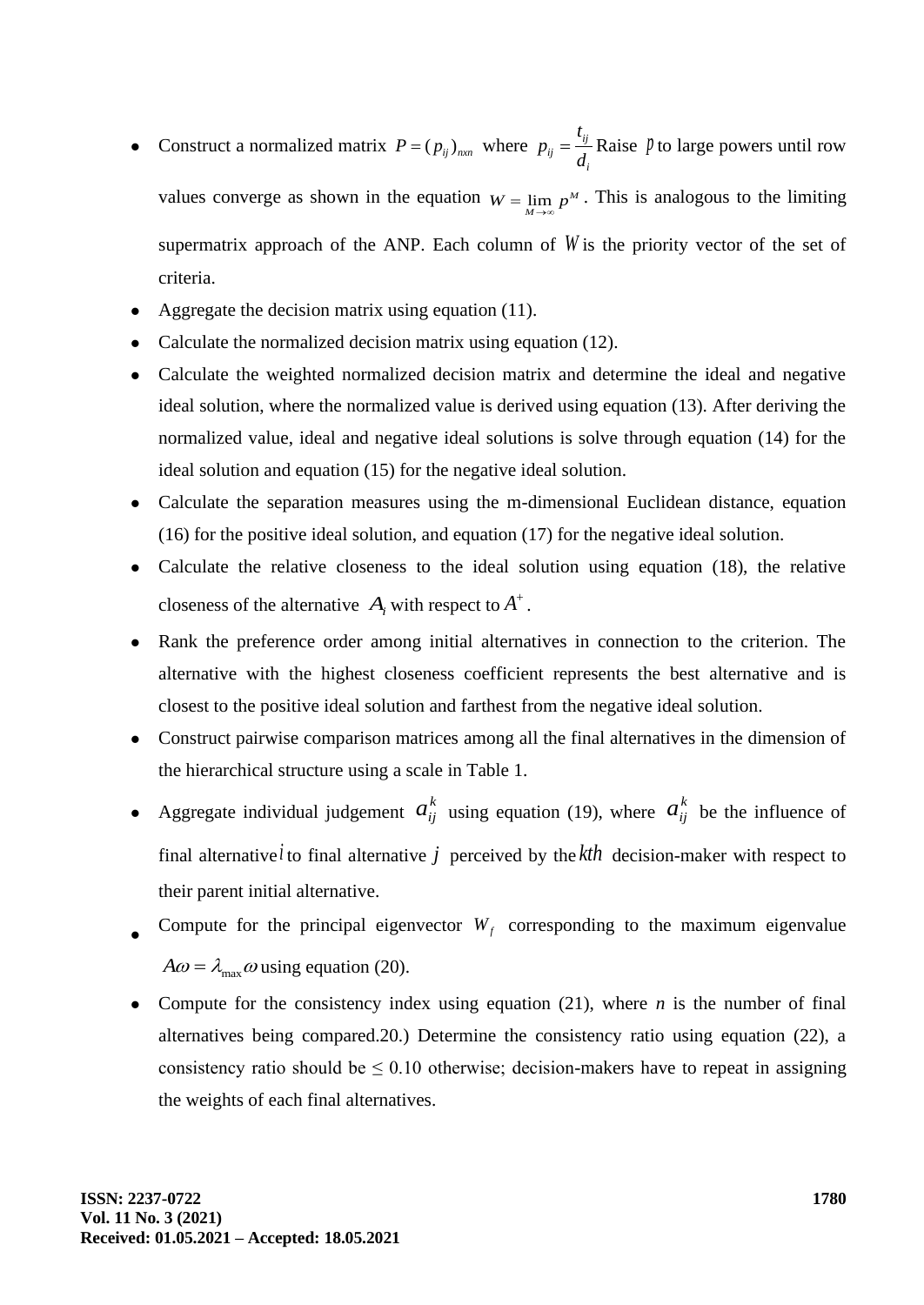- Construct a normalized matrix $P = (p_{ij})_{nxn}$ where $p_{ij} = \frac{t_{ij}}{d_i}$ Raise $p$ to large powers until row values converge as shown in the equation $W = \lim_{M \to \infty} P^M$. This is analogous to the limiting supermatrix approach of the ANP. Each column of $W$ is the priority vector of the set of criteria.
- Aggregate the decision matrix using equation (11).
- Calculate the normalized decision matrix using equation (12).
- Calculate the weighted normalized decision matrix and determine the ideal and negative ideal solution, where the normalized value is derived using equation (13). After deriving the normalized value, ideal and negative ideal solutions is solve through equation (14) for the ideal solution and equation (15) for the negative ideal solution.
- Calculate the separation measures using the m-dimensional Euclidean distance, equation (16) for the positive ideal solution, and equation (17) for the negative ideal solution.
- Calculate the relative closeness to the ideal solution using equation (18), the relative closeness of the alternative $A_i$ with respect to $A^+$.
- Rank the preference order among initial alternatives in connection to the criterion. The alternative with the highest closeness coefficient represents the best alternative and is closest to the positive ideal solution and farthest from the negative ideal solution.
- Construct pairwise comparison matrices among all the final alternatives in the dimension of the hierarchical structure using a scale in Table 1.
- Aggregate individual judgement $a_{ij}^k$ using equation (19), where $a_{ij}^k$ be the influence of final alternative $i$ to final alternative $j$ perceived by the $kth$ decision-maker with respect to their parent initial alternative.
- Compute for the principal eigenvector $W_f$ corresponding to the maximum eigenvalue $A\omega = \lambda_{\max}\omega$ using equation (20).
- Compute for the consistency index using equation (21), where *n* is the number of final alternatives being compared.20.) Determine the consistency ratio using equation (22), a consistency ratio should be ≤ 0.10 otherwise; decision-makers have to repeat in assigning the weights of each final alternatives.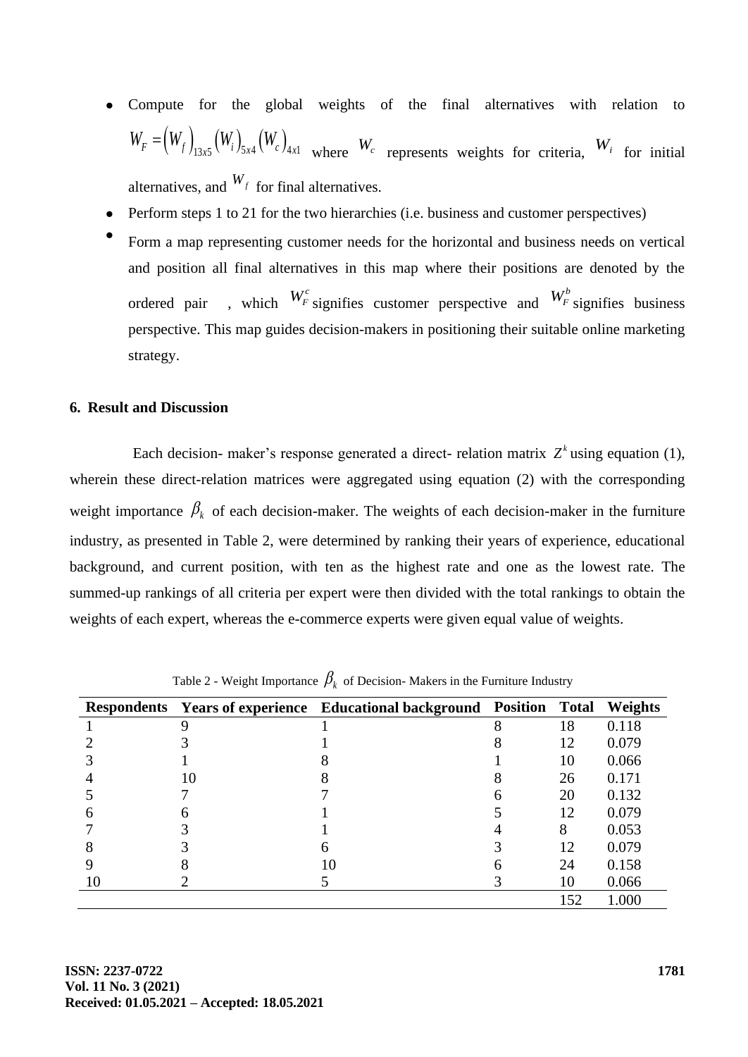- Compute for the global weights of the final alternatives with relation to $W_F = (W_f)_{13x5}(W_i)_{5x4}(W_c)_{4x1}$ where $W_c$ represents weights for criteria, $W_i$ for initial alternatives, and $W_f$ for final alternatives.
- Perform steps 1 to 21 for the two hierarchies (i.e. business and customer perspectives)
- Form a map representing customer needs for the horizontal and business needs on vertical and position all final alternatives in this map where their positions are denoted by the ordered pair , which $W_F^c$ signifies customer perspective and $W_F^b$ signifies business perspective. This map guides decision-makers in positioning their suitable online marketing strategy.

### 6. Result and Discussion

Each decision- maker's response generated a direct- relation matrix $Z^k$ using equation (1), wherein these direct-relation matrices were aggregated using equation (2) with the corresponding weight importance $\beta_k$ of each decision-maker. The weights of each decision-maker in the furniture industry, as presented in Table 2, were determined by ranking their years of experience, educational background, and current position, with ten as the highest rate and one as the lowest rate. The summed-up rankings of all criteria per expert were then divided with the total rankings to obtain the weights of each expert, whereas the e-commerce experts were given equal value of weights.

Table 2 - Weight Importance $\beta_k$ of Decision- Makers in the Furniture Industry

| Respondents | Years of experience | Educational background | Position | Total | Weights |
|---|---|---|---|---|---|
| 1 | 9 | 1 | 8 | 18 | 0.118 |
| 2 | 3 | 1 | 8 | 12 | 0.079 |
| 3 | 1 | 8 | 1 | 10 | 0.066 |
| 4 | 10 | 8 | 8 | 26 | 0.171 |
| 5 | 7 | 7 | 6 | 20 | 0.132 |
| 6 | 6 | 1 | 5 | 12 | 0.079 |
| 7 | 3 | 1 | 4 | 8 | 0.053 |
| 8 | 3 | 6 | 3 | 12 | 0.079 |
| 9 | 8 | 10 | 6 | 24 | 0.158 |
| 10 | 2 | 5 | 3 | 10 | 0.066 |
| | | | | 152 | 1.000 |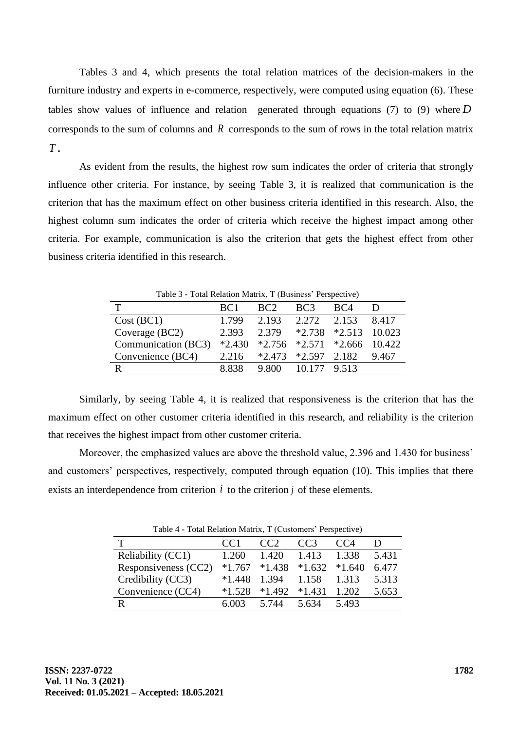Tables 3 and 4, which presents the total relation matrices of the decision-makers in the furniture industry and experts in e-commerce, respectively, were computed using equation (6). These tables show values of influence and relation generated through equations (7) to (9) where $D$ corresponds to the sum of columns and $R$ corresponds to the sum of rows in the total relation matrix $T$.

As evident from the results, the highest row sum indicates the order of criteria that strongly influence other criteria. For instance, by seeing Table 3, it is realized that communication is the criterion that has the maximum effect on other business criteria identified in this research. Also, the highest column sum indicates the order of criteria which receive the highest impact among other criteria. For example, communication is also the criterion that gets the highest effect from other business criteria identified in this research.

Table 3 - Total Relation Matrix, T (Business' Perspective)

| T | BC1 | BC2 | BC3 | BC4 | D |
|---|---|---|---|---|---|
| Cost (BC1) | 1.799 | 2.193 | 2.272 | 2.153 | 8.417 |
| Coverage (BC2) | 2.393 | 2.379 | *2.738 | *2.513 | 10.023 |
| Communication (BC3) | *2.430 | *2.756 | *2.571 | *2.666 | 10.422 |
| Convenience (BC4) | 2.216 | *2.473 | *2.597 | 2.182 | 9.467 |
| R | 8.838 | 9.800 | 10.177 | 9.513 | |

Similarly, by seeing Table 4, it is realized that responsiveness is the criterion that has the maximum effect on other customer criteria identified in this research, and reliability is the criterion that receives the highest impact from other customer criteria.

Moreover, the emphasized values are above the threshold value, 2.396 and 1.430 for business' and customers' perspectives, respectively, computed through equation (10). This implies that there exists an interdependence from criterion $i$ to the criterion $j$ of these elements.

Table 4 - Total Relation Matrix, T (Customers' Perspective)

| T | CC1 | CC2 | CC3 | CC4 | D |
|---|---|---|---|---|---|
| Reliability (CC1) | 1.260 | 1.420 | 1.413 | 1.338 | 5.431 |
| Responsiveness (CC2) | *1.767 | *1.438 | *1.632 | *1.640 | 6.477 |
| Credibility (CC3) | *1.448 | 1.394 | 1.158 | 1.313 | 5.313 |
| Convenience (CC4) | *1.528 | *1.492 | *1.431 | 1.202 | 5.653 |
| R | 6.003 | 5.744 | 5.634 | 5.493 | |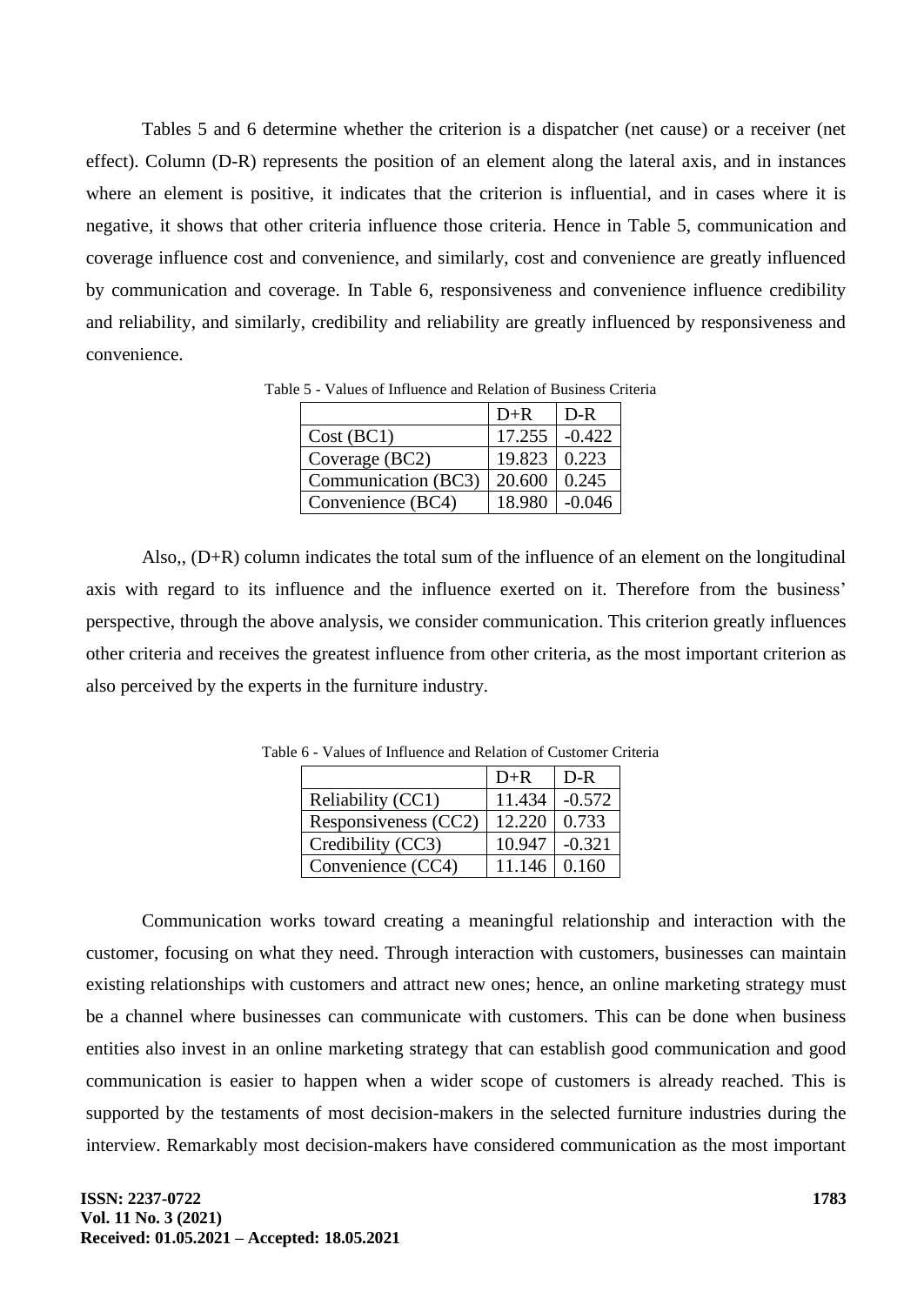Tables 5 and 6 determine whether the criterion is a dispatcher (net cause) or a receiver (net effect). Column (D-R) represents the position of an element along the lateral axis, and in instances where an element is positive, it indicates that the criterion is influential, and in cases where it is negative, it shows that other criteria influence those criteria. Hence in Table 5, communication and coverage influence cost and convenience, and similarly, cost and convenience are greatly influenced by communication and coverage. In Table 6, responsiveness and convenience influence credibility and reliability, and similarly, credibility and reliability are greatly influenced by responsiveness and convenience.

Table 5 - Values of Influence and Relation of Business Criteria

| | D+R | D-R |
|---|---|---|
| Cost (BC1) | 17.255 | -0.422 |
| Coverage (BC2) | 19.823 | 0.223 |
| Communication (BC3) | 20.600 | 0.245 |
| Convenience (BC4) | 18.980 | -0.046 |

Also,, (D+R) column indicates the total sum of the influence of an element on the longitudinal axis with regard to its influence and the influence exerted on it. Therefore from the business' perspective, through the above analysis, we consider communication. This criterion greatly influences other criteria and receives the greatest influence from other criteria, as the most important criterion as also perceived by the experts in the furniture industry.

Table 6 - Values of Influence and Relation of Customer Criteria

| | D+R | D-R |
|---|---|---|
| Reliability (CC1) | 11.434 | -0.572 |
| Responsiveness (CC2) | 12.220 | 0.733 |
| Credibility (CC3) | 10.947 | -0.321 |
| Convenience (CC4) | 11.146 | 0.160 |

Communication works toward creating a meaningful relationship and interaction with the customer, focusing on what they need. Through interaction with customers, businesses can maintain existing relationships with customers and attract new ones; hence, an online marketing strategy must be a channel where businesses can communicate with customers. This can be done when business entities also invest in an online marketing strategy that can establish good communication and good communication is easier to happen when a wider scope of customers is already reached. This is supported by the testaments of most decision-makers in the selected furniture industries during the interview. Remarkably most decision-makers have considered communication as the most important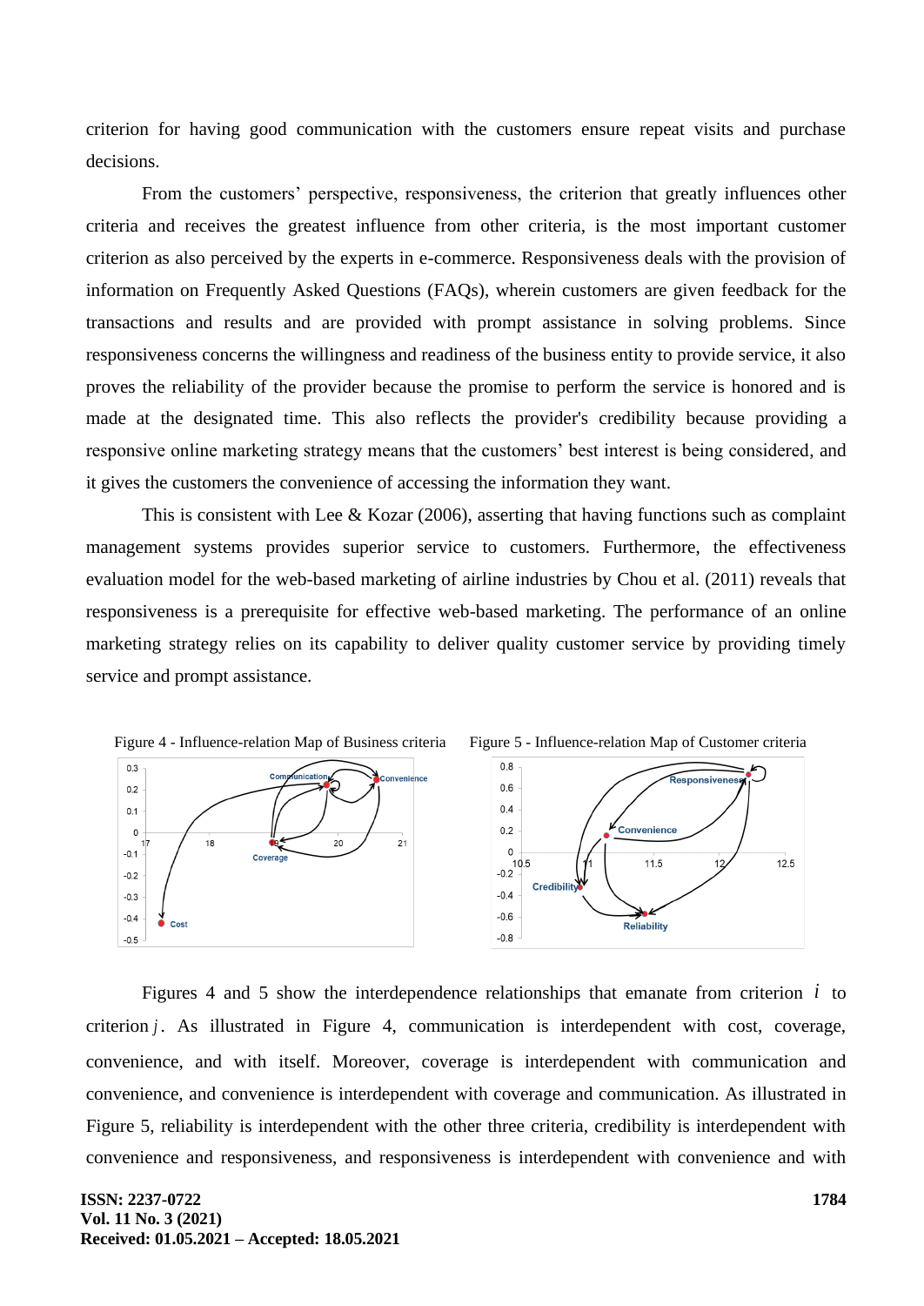criterion for having good communication with the customers ensure repeat visits and purchase decisions.

From the customers' perspective, responsiveness, the criterion that greatly influences other criteria and receives the greatest influence from other criteria, is the most important customer criterion as also perceived by the experts in e-commerce. Responsiveness deals with the provision of information on Frequently Asked Questions (FAQs), wherein customers are given feedback for the transactions and results and are provided with prompt assistance in solving problems. Since responsiveness concerns the willingness and readiness of the business entity to provide service, it also proves the reliability of the provider because the promise to perform the service is honored and is made at the designated time. This also reflects the provider's credibility because providing a responsive online marketing strategy means that the customers' best interest is being considered, and it gives the customers the convenience of accessing the information they want.

This is consistent with Lee & Kozar (2006), asserting that having functions such as complaint management systems provides superior service to customers. Furthermore, the effectiveness evaluation model for the web-based marketing of airline industries by Chou et al. (2011) reveals that responsiveness is a prerequisite for effective web-based marketing. The performance of an online marketing strategy relies on its capability to deliver quality customer service by providing timely service and prompt assistance.

Figure 4 - Influence-relation Map of Business criteria

Figure 5 - Influence-relation Map of Customer criteria

Figures 4 and 5 show the interdependence relationships that emanate from criterion $i$ to criterion $j$. As illustrated in Figure 4, communication is interdependent with cost, coverage, convenience, and with itself. Moreover, coverage is interdependent with communication and convenience, and convenience is interdependent with coverage and communication. As illustrated in Figure 5, reliability is interdependent with the other three criteria, credibility is interdependent with convenience and responsiveness, and responsiveness is interdependent with convenience and with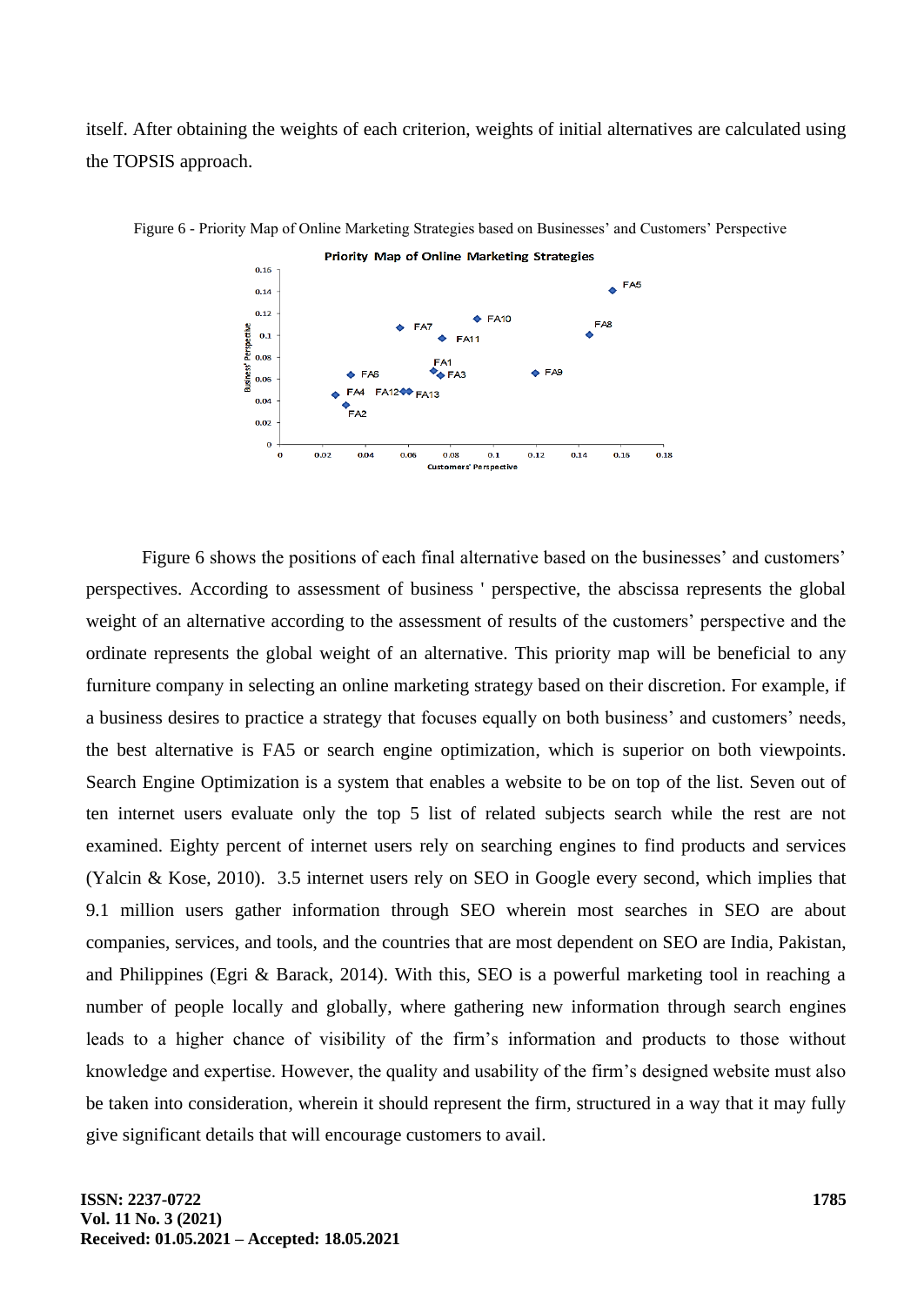itself. After obtaining the weights of each criterion, weights of initial alternatives are calculated using the TOPSIS approach.

Figure 6 - Priority Map of Online Marketing Strategies based on Businesses' and Customers' Perspective

Figure 6 shows the positions of each final alternative based on the businesses' and customers' perspectives. According to assessment of business ' perspective, the abscissa represents the global weight of an alternative according to the assessment of results of the customers' perspective and the ordinate represents the global weight of an alternative. This priority map will be beneficial to any furniture company in selecting an online marketing strategy based on their discretion. For example, if a business desires to practice a strategy that focuses equally on both business' and customers' needs, the best alternative is FA5 or search engine optimization, which is superior on both viewpoints. Search Engine Optimization is a system that enables a website to be on top of the list. Seven out of ten internet users evaluate only the top 5 list of related subjects search while the rest are not examined. Eighty percent of internet users rely on searching engines to find products and services (Yalcin & Kose, 2010). 3.5 internet users rely on SEO in Google every second, which implies that 9.1 million users gather information through SEO wherein most searches in SEO are about companies, services, and tools, and the countries that are most dependent on SEO are India, Pakistan, and Philippines (Egri & Barack, 2014). With this, SEO is a powerful marketing tool in reaching a number of people locally and globally, where gathering new information through search engines leads to a higher chance of visibility of the firm's information and products to those without knowledge and expertise. However, the quality and usability of the firm's designed website must also be taken into consideration, wherein it should represent the firm, structured in a way that it may fully give significant details that will encourage customers to avail.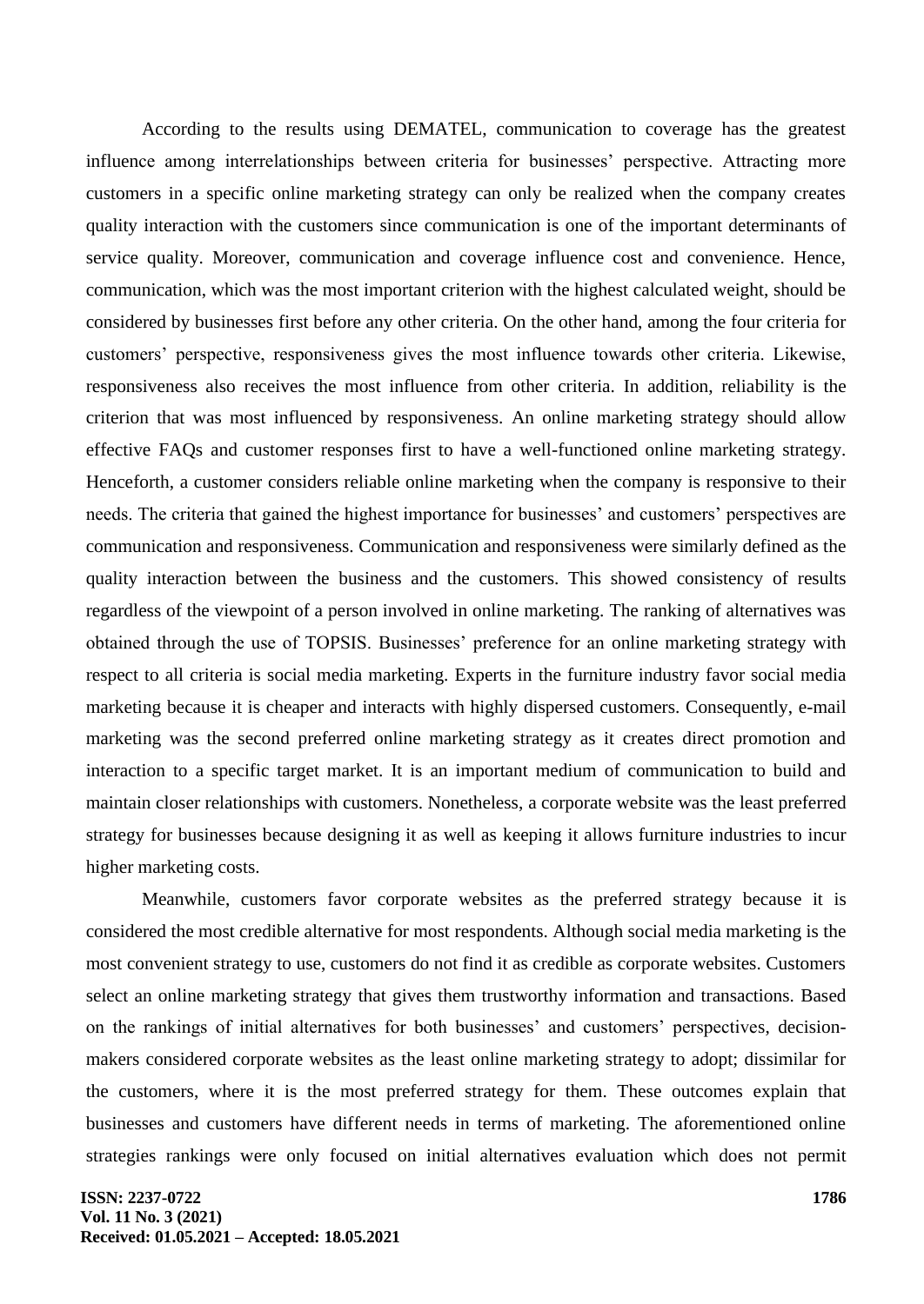According to the results using DEMATEL, communication to coverage has the greatest influence among interrelationships between criteria for businesses' perspective. Attracting more customers in a specific online marketing strategy can only be realized when the company creates quality interaction with the customers since communication is one of the important determinants of service quality. Moreover, communication and coverage influence cost and convenience. Hence, communication, which was the most important criterion with the highest calculated weight, should be considered by businesses first before any other criteria. On the other hand, among the four criteria for customers' perspective, responsiveness gives the most influence towards other criteria. Likewise, responsiveness also receives the most influence from other criteria. In addition, reliability is the criterion that was most influenced by responsiveness. An online marketing strategy should allow effective FAQs and customer responses first to have a well-functioned online marketing strategy. Henceforth, a customer considers reliable online marketing when the company is responsive to their needs. The criteria that gained the highest importance for businesses' and customers' perspectives are communication and responsiveness. Communication and responsiveness were similarly defined as the quality interaction between the business and the customers. This showed consistency of results regardless of the viewpoint of a person involved in online marketing. The ranking of alternatives was obtained through the use of TOPSIS. Businesses' preference for an online marketing strategy with respect to all criteria is social media marketing. Experts in the furniture industry favor social media marketing because it is cheaper and interacts with highly dispersed customers. Consequently, e-mail marketing was the second preferred online marketing strategy as it creates direct promotion and interaction to a specific target market. It is an important medium of communication to build and maintain closer relationships with customers. Nonetheless, a corporate website was the least preferred strategy for businesses because designing it as well as keeping it allows furniture industries to incur higher marketing costs.

Meanwhile, customers favor corporate websites as the preferred strategy because it is considered the most credible alternative for most respondents. Although social media marketing is the most convenient strategy to use, customers do not find it as credible as corporate websites. Customers select an online marketing strategy that gives them trustworthy information and transactions. Based on the rankings of initial alternatives for both businesses' and customers' perspectives, decision-makers considered corporate websites as the least online marketing strategy to adopt; dissimilar for the customers, where it is the most preferred strategy for them. These outcomes explain that businesses and customers have different needs in terms of marketing. The aforementioned online strategies rankings were only focused on initial alternatives evaluation which does not permit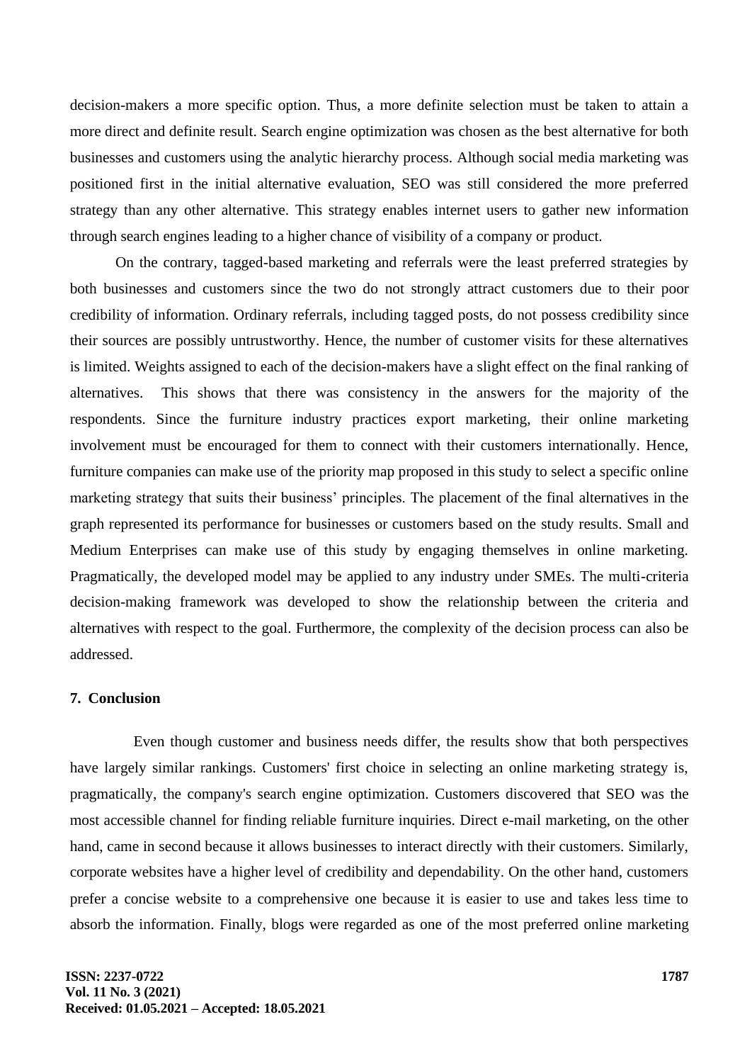decision-makers a more specific option. Thus, a more definite selection must be taken to attain a more direct and definite result. Search engine optimization was chosen as the best alternative for both businesses and customers using the analytic hierarchy process. Although social media marketing was positioned first in the initial alternative evaluation, SEO was still considered the more preferred strategy than any other alternative. This strategy enables internet users to gather new information through search engines leading to a higher chance of visibility of a company or product.

On the contrary, tagged-based marketing and referrals were the least preferred strategies by both businesses and customers since the two do not strongly attract customers due to their poor credibility of information. Ordinary referrals, including tagged posts, do not possess credibility since their sources are possibly untrustworthy. Hence, the number of customer visits for these alternatives is limited. Weights assigned to each of the decision-makers have a slight effect on the final ranking of alternatives. This shows that there was consistency in the answers for the majority of the respondents. Since the furniture industry practices export marketing, their online marketing involvement must be encouraged for them to connect with their customers internationally. Hence, furniture companies can make use of the priority map proposed in this study to select a specific online marketing strategy that suits their business' principles. The placement of the final alternatives in the graph represented its performance for businesses or customers based on the study results. Small and Medium Enterprises can make use of this study by engaging themselves in online marketing. Pragmatically, the developed model may be applied to any industry under SMEs. The multi-criteria decision-making framework was developed to show the relationship between the criteria and alternatives with respect to the goal. Furthermore, the complexity of the decision process can also be addressed.

## 7. Conclusion

Even though customer and business needs differ, the results show that both perspectives have largely similar rankings. Customers' first choice in selecting an online marketing strategy is, pragmatically, the company's search engine optimization. Customers discovered that SEO was the most accessible channel for finding reliable furniture inquiries. Direct e-mail marketing, on the other hand, came in second because it allows businesses to interact directly with their customers. Similarly, corporate websites have a higher level of credibility and dependability. On the other hand, customers prefer a concise website to a comprehensive one because it is easier to use and takes less time to absorb the information. Finally, blogs were regarded as one of the most preferred online marketing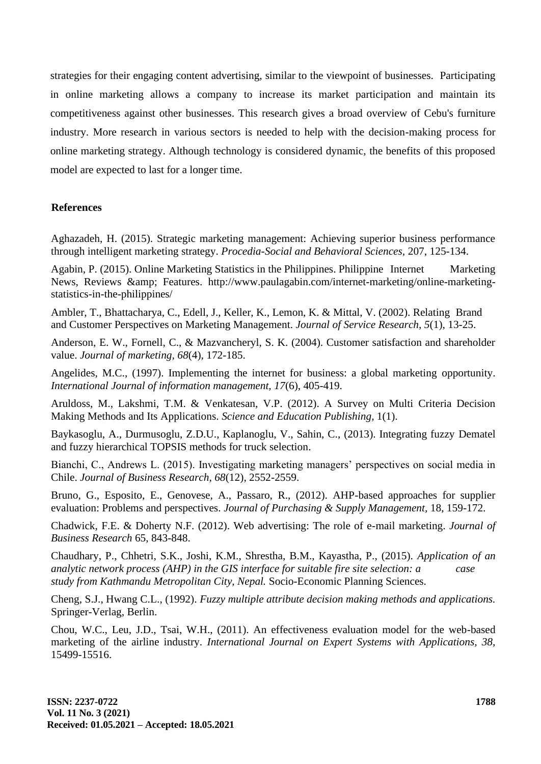strategies for their engaging content advertising, similar to the viewpoint of businesses. Participating in online marketing allows a company to increase its market participation and maintain its competitiveness against other businesses. This research gives a broad overview of Cebu's furniture industry. More research in various sectors is needed to help with the decision-making process for online marketing strategy. Although technology is considered dynamic, the benefits of this proposed model are expected to last for a longer time.

## References

Aghazadeh, H. (2015). Strategic marketing management: Achieving superior business performance through intelligent marketing strategy. *Procedia-Social and Behavioral Sciences,* 207, 125-134.

Agabin, P. (2015). Online Marketing Statistics in the Philippines. Philippine Internet Marketing News, Reviews &amp; Features. http://www.paulagabin.com/internet-marketing/online-marketing-statistics-in-the-philippines/

Ambler, T., Bhattacharya, C., Edell, J., Keller, K., Lemon, K. & Mittal, V. (2002). Relating Brand and Customer Perspectives on Marketing Management. *Journal of Service Research, 5*(1), 13-25.

Anderson, E. W., Fornell, C., & Mazvancheryl, S. K. (2004). Customer satisfaction and shareholder value. *Journal of marketing, 68*(4), 172-185.

Angelides, M.C., (1997). Implementing the internet for business: a global marketing opportunity. *International Journal of information management, 17*(6), 405-419.

Aruldoss, M., Lakshmi, T.M. & Venkatesan, V.P. (2012). A Survey on Multi Criteria Decision Making Methods and Its Applications. *Science and Education Publishing,* 1(1).

Baykasoglu, A., Durmusoglu, Z.D.U., Kaplanoglu, V., Sahin, C., (2013). Integrating fuzzy Dematel and fuzzy hierarchical TOPSIS methods for truck selection.

Bianchi, C., Andrews L. (2015). Investigating marketing managers' perspectives on social media in Chile. *Journal of Business Research, 68*(12), 2552-2559.

Bruno, G., Esposito, E., Genovese, A., Passaro, R., (2012). AHP-based approaches for supplier evaluation: Problems and perspectives. *Journal of Purchasing & Supply Management,* 18, 159-172.

Chadwick, F.E. & Doherty N.F. (2012). Web advertising: The role of e-mail marketing. *Journal of Business Research* 65, 843-848.

Chaudhary, P., Chhetri, S.K., Joshi, K.M., Shrestha, B.M., Kayastha, P., (2015). *Application of an analytic network process (AHP) in the GIS interface for suitable fire site selection: a case study from Kathmandu Metropolitan City, Nepal.* Socio-Economic Planning Sciences.

Cheng, S.J., Hwang C.L., (1992). *Fuzzy multiple attribute decision making methods and applications.* Springer-Verlag, Berlin.

Chou, W.C., Leu, J.D., Tsai, W.H., (2011). An effectiveness evaluation model for the web-based marketing of the airline industry. *International Journal on Expert Systems with Applications, 38,* 15499-15516.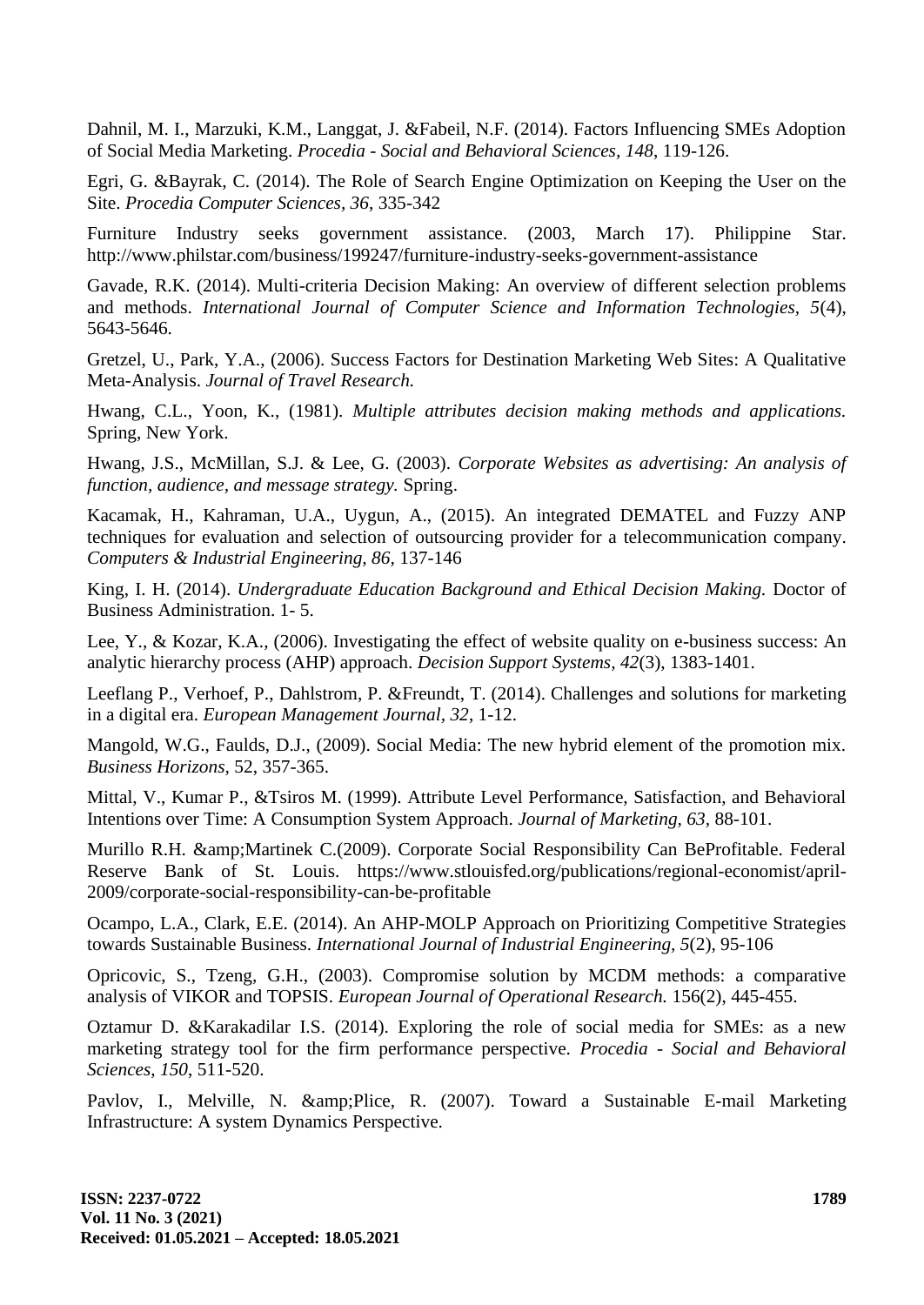Dahnil, M. I., Marzuki, K.M., Langgat, J. &Fabeil, N.F. (2014). Factors Influencing SMEs Adoption of Social Media Marketing. *Procedia - Social and Behavioral Sciences*, *148*, 119-126.

Egri, G. &Bayrak, C. (2014). The Role of Search Engine Optimization on Keeping the User on the Site. *Procedia Computer Sciences*, *36*, 335-342

Furniture Industry seeks government assistance. (2003, March 17). Philippine Star. http://www.philstar.com/business/199247/furniture-industry-seeks-government-assistance

Gavade, R.K. (2014). Multi-criteria Decision Making: An overview of different selection problems and methods. *International Journal of Computer Science and Information Technologies*, *5*(4), 5643-5646.

Gretzel, U., Park, Y.A., (2006). Success Factors for Destination Marketing Web Sites: A Qualitative Meta-Analysis. *Journal of Travel Research.*

Hwang, C.L., Yoon, K., (1981). *Multiple attributes decision making methods and applications.* Spring, New York.

Hwang, J.S., McMillan, S.J. & Lee, G. (2003). *Corporate Websites as advertising: An analysis of function, audience, and message strategy.* Spring.

Kacamak, H., Kahraman, U.A., Uygun, A., (2015). An integrated DEMATEL and Fuzzy ANP techniques for evaluation and selection of outsourcing provider for a telecommunication company. *Computers & Industrial Engineering*, *86*, 137-146

King, I. H. (2014). *Undergraduate Education Background and Ethical Decision Making.* Doctor of Business Administration. 1- 5.

Lee, Y., & Kozar, K.A., (2006). Investigating the effect of website quality on e-business success: An analytic hierarchy process (AHP) approach. *Decision Support Systems, 42*(3), 1383-1401.

Leeflang P., Verhoef, P., Dahlstrom, P. &Freundt, T. (2014). Challenges and solutions for marketing in a digital era. *European Management Journal*, *32*, 1-12.

Mangold, W.G., Faulds, D.J., (2009). Social Media: The new hybrid element of the promotion mix. *Business Horizons,* 52, 357-365.

Mittal, V., Kumar P., &Tsiros M. (1999). Attribute Level Performance, Satisfaction, and Behavioral Intentions over Time: A Consumption System Approach. *Journal of Marketing*, *63*, 88-101.

Murillo R.H. &amp;Martinek C.(2009). Corporate Social Responsibility Can BeProfitable. Federal Reserve Bank of St. Louis. https://www.stlouisfed.org/publications/regional-economist/april-2009/corporate-social-responsibility-can-be-profitable

Ocampo, L.A., Clark, E.E. (2014). An AHP-MOLP Approach on Prioritizing Competitive Strategies towards Sustainable Business. *International Journal of Industrial Engineering*, *5*(2), 95-106

Opricovic, S., Tzeng, G.H., (2003). Compromise solution by MCDM methods: a comparative analysis of VIKOR and TOPSIS. *European Journal of Operational Research.* 156(2), 445-455.

Oztamur D. &Karakadilar I.S. (2014). Exploring the role of social media for SMEs: as a new marketing strategy tool for the firm performance perspective. *Procedia - Social and Behavioral Sciences*, *150*, 511-520.

Pavlov, I., Melville, N. &amp;Plice, R. (2007). Toward a Sustainable E-mail Marketing Infrastructure: A system Dynamics Perspective.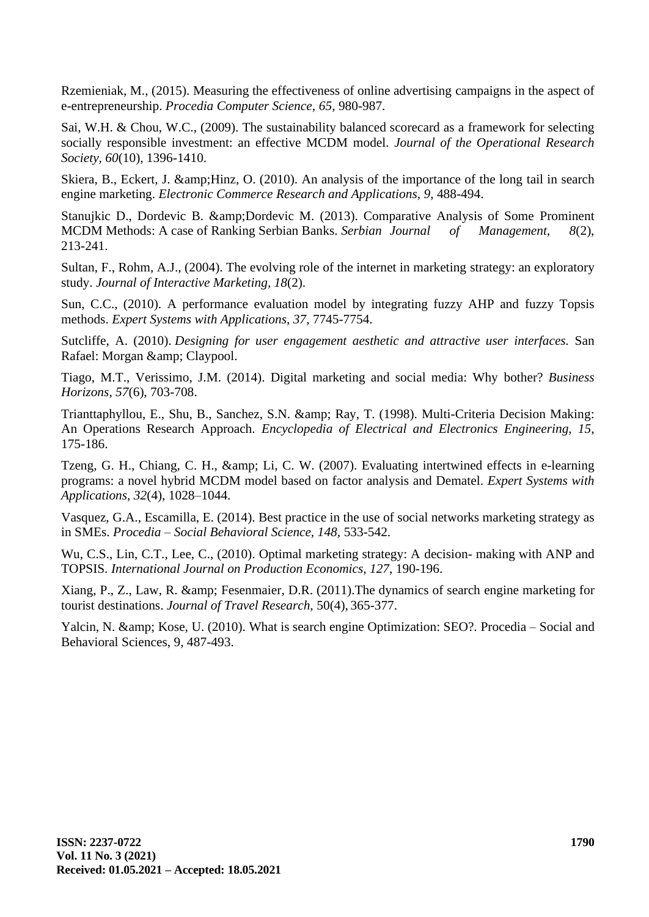Rzemieniak, M., (2015). Measuring the effectiveness of online advertising campaigns in the aspect of e-entrepreneurship. *Procedia Computer Science, 65*, 980-987.

Sai, W.H. & Chou, W.C., (2009). The sustainability balanced scorecard as a framework for selecting socially responsible investment: an effective MCDM model. *Journal of the Operational Research Society, 60*(10), 1396-1410.

Skiera, B., Eckert, J. &amp;Hinz, O. (2010). An analysis of the importance of the long tail in search engine marketing. *Electronic Commerce Research and Applications, 9*, 488-494.

Stanujkic D., Dordevic B. &amp;Dordevic M. (2013). Comparative Analysis of Some Prominent MCDM Methods: A case of Ranking Serbian Banks. *Serbian Journal of Management*, *8*(2), 213-241.

Sultan, F., Rohm, A.J., (2004). The evolving role of the internet in marketing strategy: an exploratory study. *Journal of Interactive Marketing, 18*(2).

Sun, C.C., (2010). A performance evaluation model by integrating fuzzy AHP and fuzzy Topsis methods. *Expert Systems with Applications, 37*, 7745-7754.

Sutcliffe, A. (2010). *Designing for user engagement aesthetic and attractive user interfaces.* San Rafael: Morgan &amp; Claypool.

Tiago, M.T., Verissimo, J.M. (2014). Digital marketing and social media: Why bother? *Business Horizons, 57*(6), 703-708.

Trianttaphyllou, E., Shu, B., Sanchez, S.N. &amp; Ray, T. (1998). Multi-Criteria Decision Making: An Operations Research Approach. *Encyclopedia of Electrical and Electronics Engineering, 15*, 175-186.

Tzeng, G. H., Chiang, C. H., &amp; Li, C. W. (2007). Evaluating intertwined effects in e-learning programs: a novel hybrid MCDM model based on factor analysis and Dematel. *Expert Systems with Applications, 32*(4), 1028–1044.

Vasquez, G.A., Escamilla, E. (2014). Best practice in the use of social networks marketing strategy as in SMEs. *Procedia – Social Behavioral Science, 148*, 533-542.

Wu, C.S., Lin, C.T., Lee, C., (2010). Optimal marketing strategy: A decision- making with ANP and TOPSIS. *International Journal on Production Economics, 127*, 190-196.

Xiang, P., Z., Law, R. &amp; Fesenmaier, D.R. (2011).The dynamics of search engine marketing for tourist destinations. *Journal of Travel Research,* 50(4), 365-377.

Yalcin, N. &amp; Kose, U. (2010). What is search engine Optimization: SEO?. Procedia – Social and Behavioral Sciences, 9, 487-493.